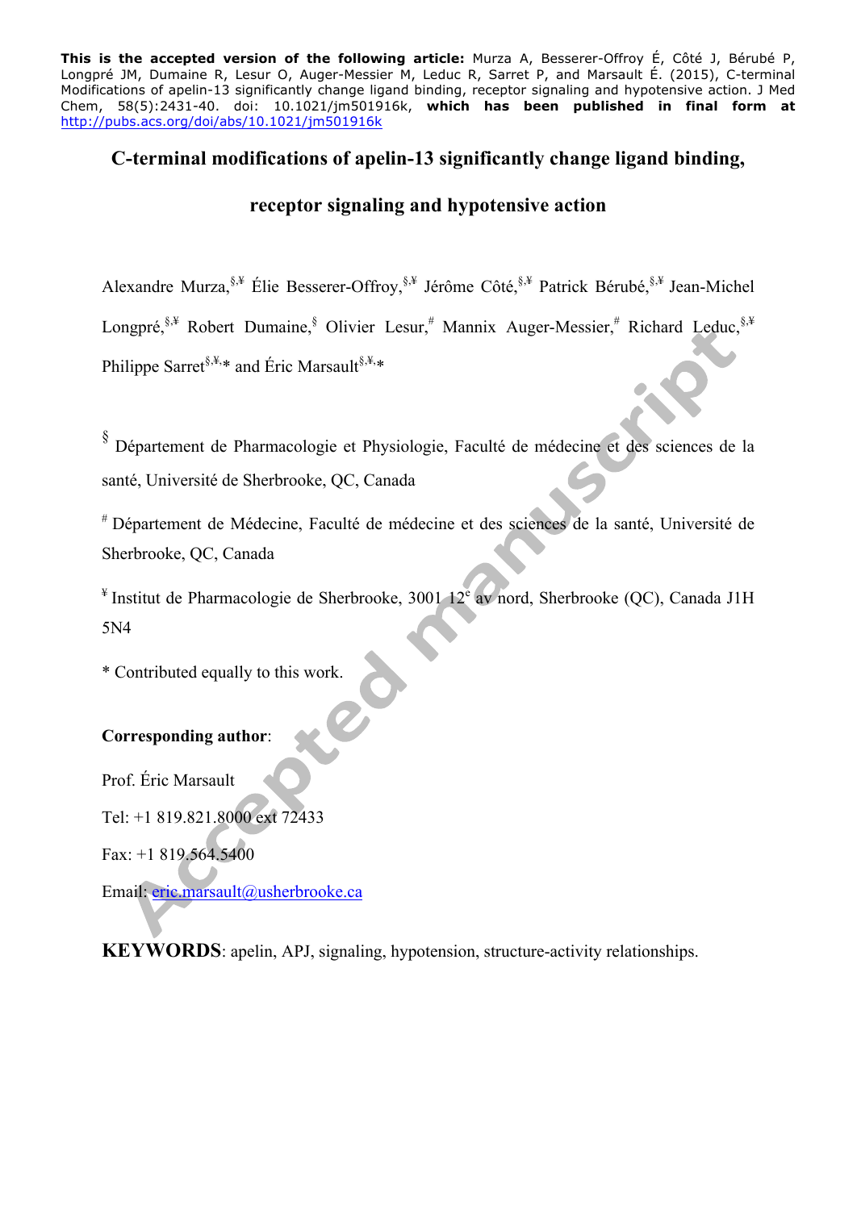**This is the accepted version of the following article:** Murza A, Besserer-Offroy É, Côté J, Bérubé P, Longpré JM, Dumaine R, Lesur O, Auger-Messier M, Leduc R, Sarret P, and Marsault É. (2015), C-terminal Modifications of apelin-13 significantly change ligand binding, receptor signaling and hypotensive action. J Med Chem, 58(5):2431-40. doi: 10.1021/jm501916k, **which has been published in final form at** http://pubs.acs.org/doi/abs/10.1021/jm501916k

# C-terminal modifications of apelin-13 significantly change ligand binding, receptor signaling and hypotensive action

Alexandre Murza,[§,¥] Élie Besserer-Offroy,[§,¥] Jérôme Côté,[§,¥] Patrick Bérubé,[§,¥] Jean-Michel Longpré,[§,¥] Robert Dumaine,[§] Olivier Lesur,[#] Mannix Auger-Messier,[#] Richard Leduc,[§,¥] Philippe Sarret[§,¥,*] and Éric Marsault[§,¥,*]

[§] Département de Pharmacologie et Physiologie, Faculté de médecine et des sciences de la santé, Université de Sherbrooke, QC, Canada

[#] Département de Médecine, Faculté de médecine et des sciences de la santé, Université de Sherbrooke, QC, Canada

[¥] Institut de Pharmacologie de Sherbrooke, 3001 12[e] av nord, Sherbrooke (QC), Canada J1H 5N4

* Contributed equally to this work.

**Corresponding author**:

Prof. Éric Marsault

Tel: +1 819.821.8000 ext 72433

Fax: +1 819.564.5400

Email: eric.marsault@usherbrooke.ca

**KEYWORDS**: apelin, APJ, signaling, hypotension, structure-activity relationships.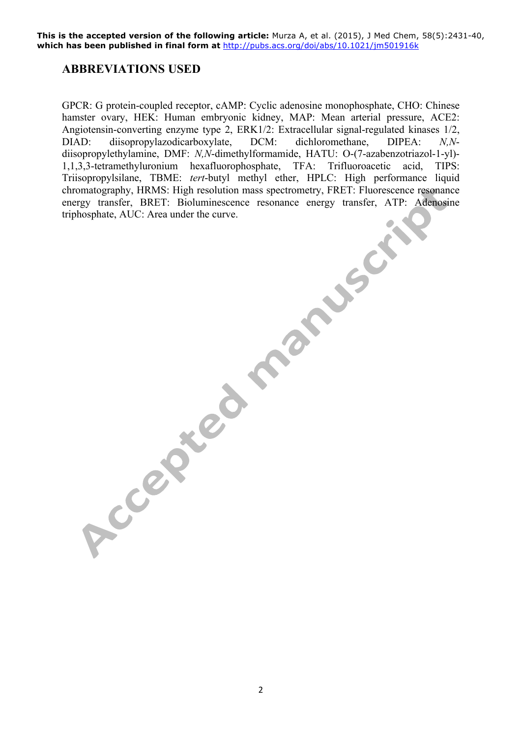## ABBREVIATIONS USED

GPCR: G protein-coupled receptor, cAMP: Cyclic adenosine monophosphate, CHO: Chinese hamster ovary, HEK: Human embryonic kidney, MAP: Mean arterial pressure, ACE2: Angiotensin-converting enzyme type 2, ERK1/2: Extracellular signal-regulated kinases 1/2, DIAD: diisopropylazodicarboxylate, DCM: dichloromethane, DIPEA: *N,N*-diisopropylethylamine, DMF: *N,N*-dimethylformamide, HATU: O-(7-azabenzotriazol-1-yl)-1,1,3,3-tetramethyluronium hexafluorophosphate, TFA: Trifluoroacetic acid, TIPS: Triisopropylsilane, TBME: *tert*-butyl methyl ether, HPLC: High performance liquid chromatography, HRMS: High resolution mass spectrometry, FRET: Fluorescence resonance energy transfer, BRET: Bioluminescence resonance energy transfer, ATP: Adenosine triphosphate, AUC: Area under the curve.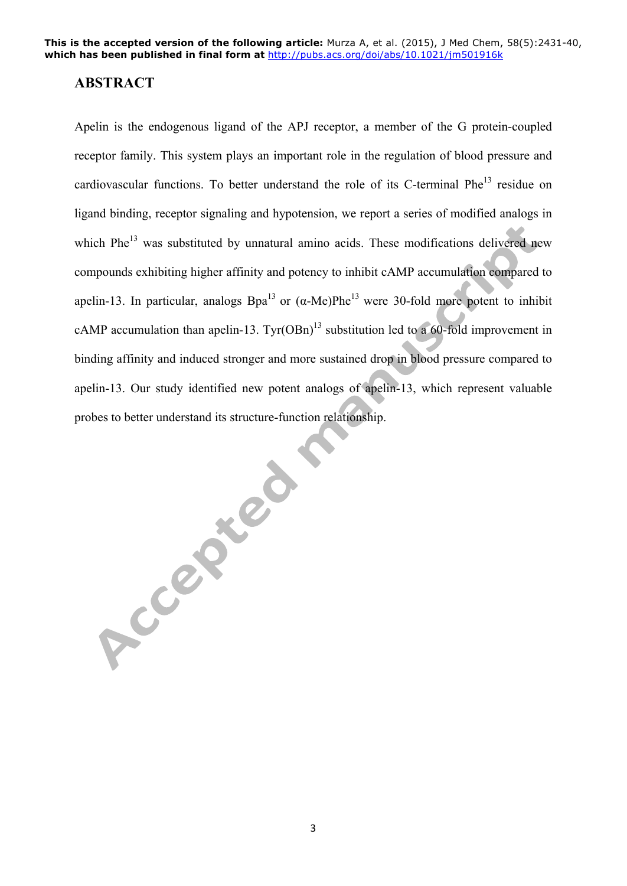## ABSTRACT

Apelin is the endogenous ligand of the APJ receptor, a member of the G protein-coupled receptor family. This system plays an important role in the regulation of blood pressure and cardiovascular functions. To better understand the role of its C-terminal Phe[13] residue on ligand binding, receptor signaling and hypotension, we report a series of modified analogs in which Phe[13] was substituted by unnatural amino acids. These modifications delivered new compounds exhibiting higher affinity and potency to inhibit cAMP accumulation compared to apelin-13. In particular, analogs Bpa[13] or (α-Me)Phe[13] were 30-fold more potent to inhibit cAMP accumulation than apelin-13. Tyr(OBn)[13] substitution led to a 60-fold improvement in binding affinity and induced stronger and more sustained drop in blood pressure compared to apelin-13. Our study identified new potent analogs of apelin-13, which represent valuable probes to better understand its structure-function relationship.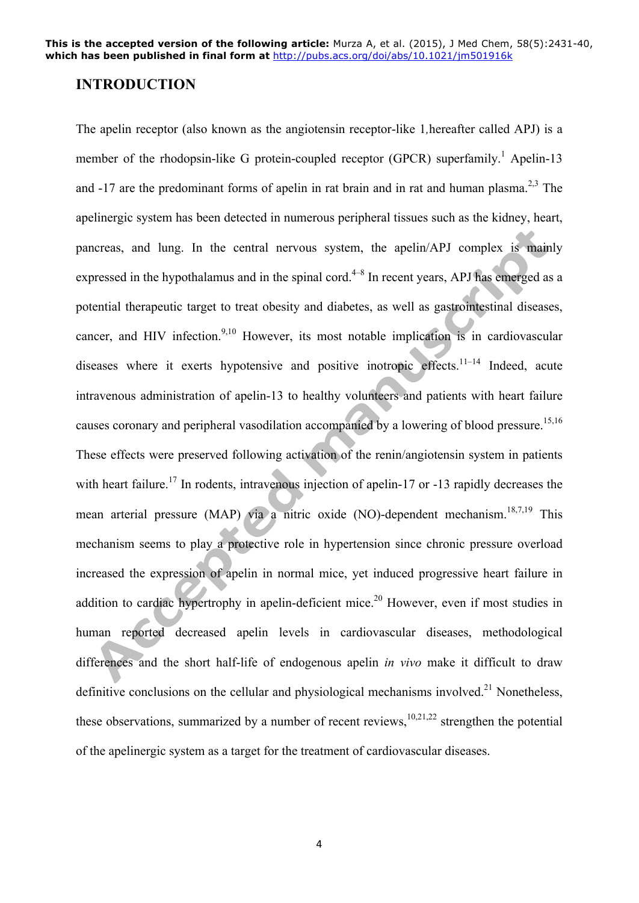# INTRODUCTION

The apelin receptor (also known as the angiotensin receptor-like 1, hereafter called APJ) is a member of the rhodopsin-like G protein-coupled receptor (GPCR) superfamily.[1] Apelin-13 and -17 are the predominant forms of apelin in rat brain and in rat and human plasma.[2,3] The apelinergic system has been detected in numerous peripheral tissues such as the kidney, heart, pancreas, and lung. In the central nervous system, the apelin/APJ complex is mainly expressed in the hypothalamus and in the spinal cord.[4–8] In recent years, APJ has emerged as a potential therapeutic target to treat obesity and diabetes, as well as gastrointestinal diseases, cancer, and HIV infection.[9,10] However, its most notable implication is in cardiovascular diseases where it exerts hypotensive and positive inotropic effects.[11–14] Indeed, acute intravenous administration of apelin-13 to healthy volunteers and patients with heart failure causes coronary and peripheral vasodilation accompanied by a lowering of blood pressure.[15,16] These effects were preserved following activation of the renin/angiotensin system in patients with heart failure.[17] In rodents, intravenous injection of apelin-17 or -13 rapidly decreases the mean arterial pressure (MAP) via a nitric oxide (NO)-dependent mechanism.[18,7,19] This mechanism seems to play a protective role in hypertension since chronic pressure overload increased the expression of apelin in normal mice, yet induced progressive heart failure in addition to cardiac hypertrophy in apelin-deficient mice.[20] However, even if most studies in human reported decreased apelin levels in cardiovascular diseases, methodological differences and the short half-life of endogenous apelin *in vivo* make it difficult to draw definitive conclusions on the cellular and physiological mechanisms involved.[21] Nonetheless, these observations, summarized by a number of recent reviews,[10,21,22] strengthen the potential of the apelinergic system as a target for the treatment of cardiovascular diseases.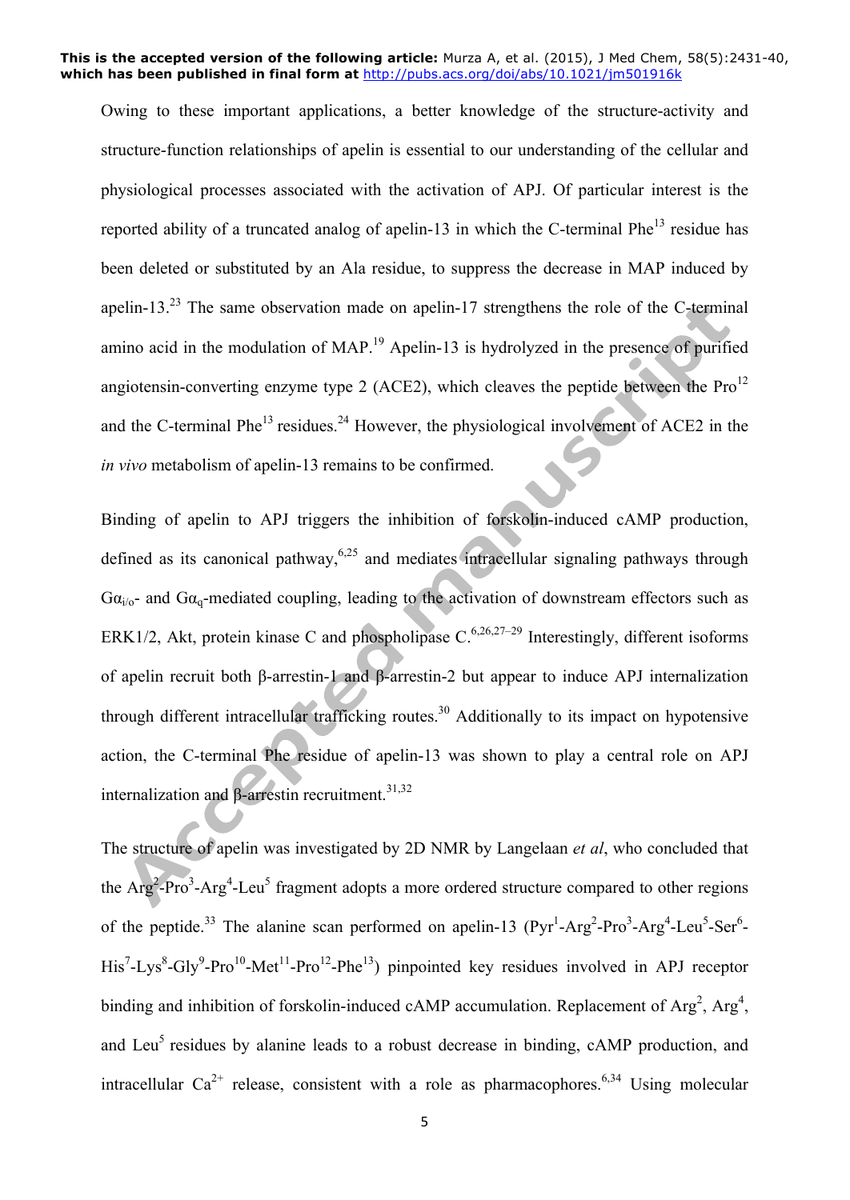Owing to these important applications, a better knowledge of the structure-activity and structure-function relationships of apelin is essential to our understanding of the cellular and physiological processes associated with the activation of APJ. Of particular interest is the reported ability of a truncated analog of apelin-13 in which the C-terminal $Phe^{13}$ residue has been deleted or substituted by an Ala residue, to suppress the decrease in MAP induced by apelin-13.[23] The same observation made on apelin-17 strengthens the role of the C-terminal amino acid in the modulation of MAP.[19] Apelin-13 is hydrolyzed in the presence of purified angiotensin-converting enzyme type 2 (ACE2), which cleaves the peptide between the $Pro^{12}$ and the C-terminal $Phe^{13}$ residues.[24] However, the physiological involvement of ACE2 in the *in vivo* metabolism of apelin-13 remains to be confirmed.

Binding of apelin to APJ triggers the inhibition of forskolin-induced cAMP production, defined as its canonical pathway,[6,25] and mediates intracellular signaling pathways through $G\alpha_{i/o}$- and $G\alpha_q$-mediated coupling, leading to the activation of downstream effectors such as ERK1/2, Akt, protein kinase C and phospholipase C.[6,26,27–29] Interestingly, different isoforms of apelin recruit both β-arrestin-1 and β-arrestin-2 but appear to induce APJ internalization through different intracellular trafficking routes.[30] Additionally to its impact on hypotensive action, the C-terminal Phe residue of apelin-13 was shown to play a central role on APJ internalization and β-arrestin recruitment.[31,32]

The structure of apelin was investigated by 2D NMR by Langelaan *et al*, who concluded that the $Arg^2$-$Pro^3$-$Arg^4$-$Leu^5$ fragment adopts a more ordered structure compared to other regions of the peptide.[33] The alanine scan performed on apelin-13 ($Pyr^1$-$Arg^2$-$Pro^3$-$Arg^4$-$Leu^5$-$Ser^6$-$His^7$-$Lys^8$-$Gly^9$-$Pro^{10}$-$Met^{11}$-$Pro^{12}$-$Phe^{13}$) pinpointed key residues involved in APJ receptor binding and inhibition of forskolin-induced cAMP accumulation. Replacement of $Arg^2$, $Arg^4$, and $Leu^5$ residues by alanine leads to a robust decrease in binding, cAMP production, and intracellular $Ca^{2+}$ release, consistent with a role as pharmacophores.[6,34] Using molecular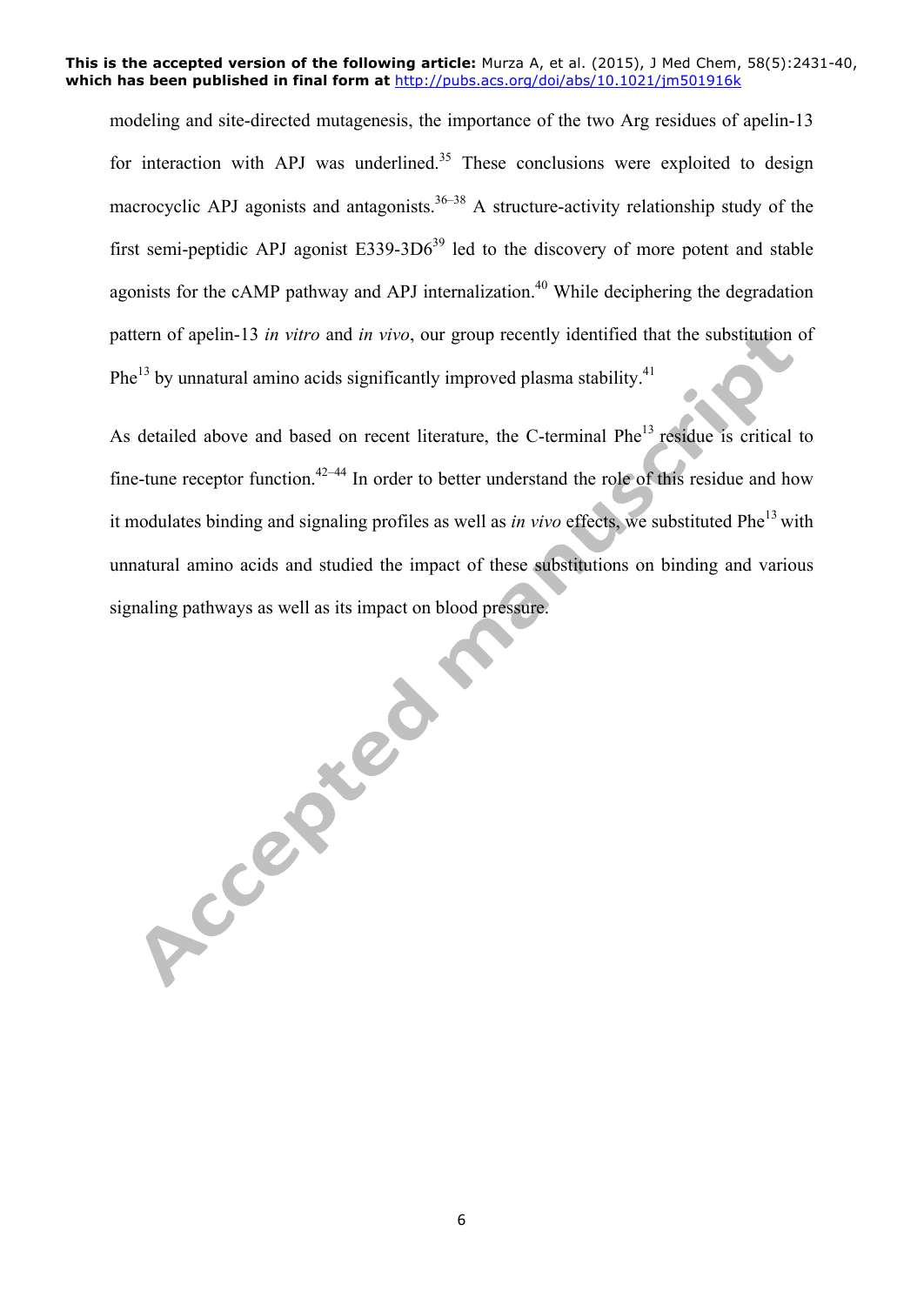modeling and site-directed mutagenesis, the importance of the two Arg residues of apelin-13 for interaction with APJ was underlined.[35] These conclusions were exploited to design macrocyclic APJ agonists and antagonists.[36–38] A structure-activity relationship study of the first semi-peptidic APJ agonist E339-3D6[39] led to the discovery of more potent and stable agonists for the cAMP pathway and APJ internalization.[40] While deciphering the degradation pattern of apelin-13 *in vitro* and *in vivo*, our group recently identified that the substitution of Phe[13] by unnatural amino acids significantly improved plasma stability.[41]

As detailed above and based on recent literature, the C-terminal Phe[13] residue is critical to fine-tune receptor function.[42–44] In order to better understand the role of this residue and how it modulates binding and signaling profiles as well as *in vivo* effects, we substituted Phe[13] with unnatural amino acids and studied the impact of these substitutions on binding and various signaling pathways as well as its impact on blood pressure.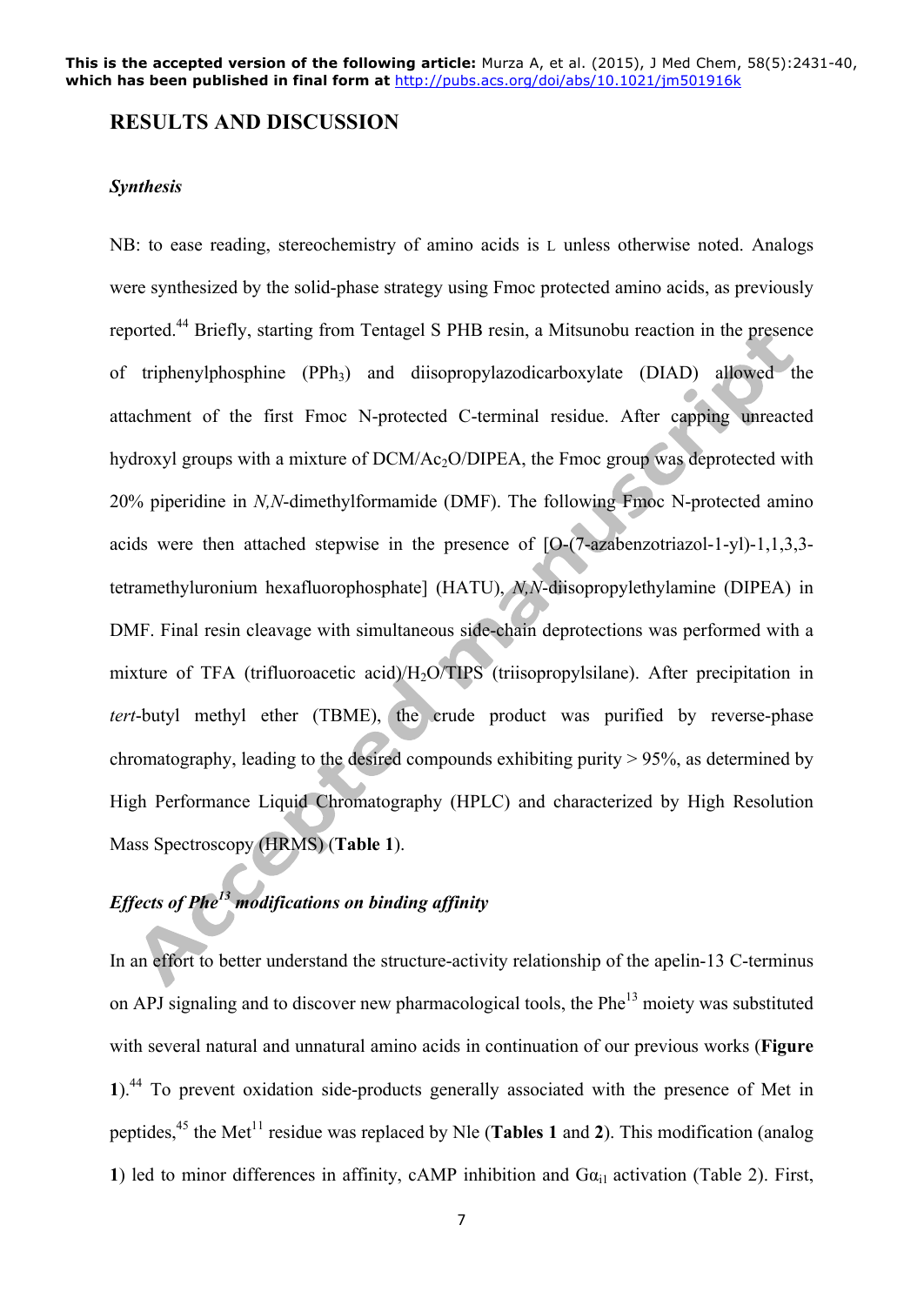## RESULTS AND DISCUSSION

### *Synthesis*

NB: to ease reading, stereochemistry of amino acids is L unless otherwise noted. Analogs were synthesized by the solid-phase strategy using Fmoc protected amino acids, as previously reported.[44] Briefly, starting from Tentagel S PHB resin, a Mitsunobu reaction in the presence of triphenylphosphine ($PPh_3$) and diisopropylazodicarboxylate (DIAD) allowed the attachment of the first Fmoc N-protected C-terminal residue. After capping unreacted hydroxyl groups with a mixture of DCM/$Ac_2O$/DIPEA, the Fmoc group was deprotected with 20% piperidine in *N,N*-dimethylformamide (DMF). The following Fmoc N-protected amino acids were then attached stepwise in the presence of [O-(7-azabenzotriazol-1-yl)-1,1,3,3-tetramethyluronium hexafluorophosphate] (HATU), *N,N*-diisopropylethylamine (DIPEA) in DMF. Final resin cleavage with simultaneous side-chain deprotections was performed with a mixture of TFA (trifluoroacetic acid)/$H_2O$/TIPS (triisopropylsilane). After precipitation in *tert*-butyl methyl ether (TBME), the crude product was purified by reverse-phase chromatography, leading to the desired compounds exhibiting purity > 95%, as determined by High Performance Liquid Chromatography (HPLC) and characterized by High Resolution Mass Spectroscopy (HRMS) (**Table 1**).

### *Effects of Phe$^{13}$ modifications on binding affinity*

In an effort to better understand the structure-activity relationship of the apelin-13 C-terminus on APJ signaling and to discover new pharmacological tools, the Phe$^{13}$ moiety was substituted with several natural and unnatural amino acids in continuation of our previous works (**Figure 1**).[44] To prevent oxidation side-products generally associated with the presence of Met in peptides,[45] the Met$^{11}$ residue was replaced by Nle (**Tables 1** and **2**). This modification (analog **1**) led to minor differences in affinity, cAMP inhibition and $G\alpha_{i1}$ activation (Table 2). First,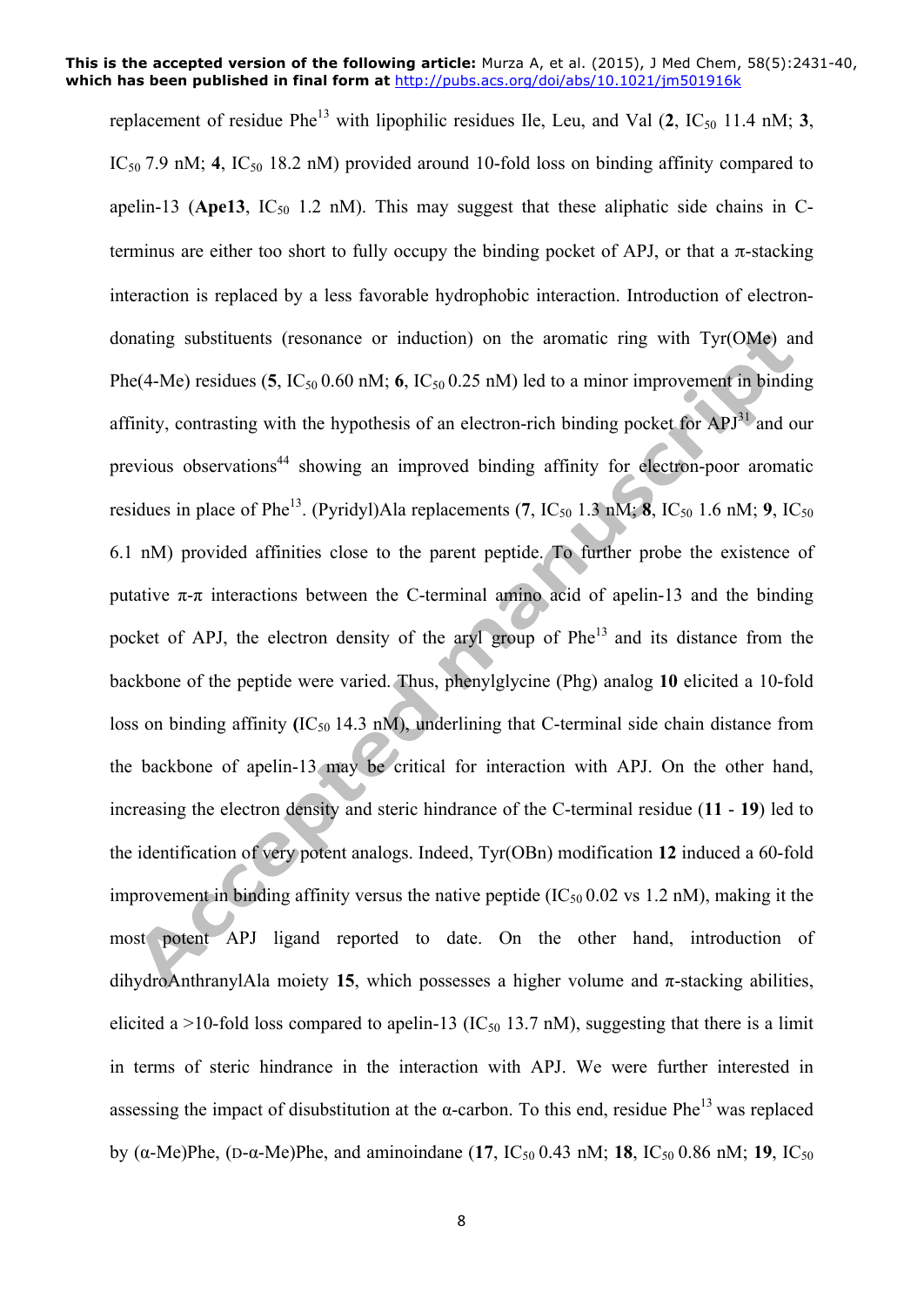replacement of residue Phe[13] with lipophilic residues Ile, Leu, and Val (**2**, $IC_{50}$ 11.4 nM; **3**, $IC_{50}$ 7.9 nM; **4**, $IC_{50}$ 18.2 nM) provided around 10-fold loss on binding affinity compared to apelin-13 (**Ape13**, $IC_{50}$ 1.2 nM). This may suggest that these aliphatic side chains in C-terminus are either too short to fully occupy the binding pocket of APJ, or that a π-stacking interaction is replaced by a less favorable hydrophobic interaction. Introduction of electron-donating substituents (resonance or induction) on the aromatic ring with Tyr(OMe) and Phe(4-Me) residues (**5**, $IC_{50}$ 0.60 nM; **6**, $IC_{50}$ 0.25 nM) led to a minor improvement in binding affinity, contrasting with the hypothesis of an electron-rich binding pocket for APJ[31] and our previous observations[44] showing an improved binding affinity for electron-poor aromatic residues in place of Phe[13]. (Pyridyl)Ala replacements (**7**, $IC_{50}$ 1.3 nM; **8**, $IC_{50}$ 1.6 nM; **9**, $IC_{50}$ 6.1 nM) provided affinities close to the parent peptide. To further probe the existence of putative π-π interactions between the C-terminal amino acid of apelin-13 and the binding pocket of APJ, the electron density of the aryl group of Phe[13] and its distance from the backbone of the peptide were varied. Thus, phenylglycine (Phg) analog **10** elicited a 10-fold loss on binding affinity ($IC_{50}$ 14.3 nM), underlining that C-terminal side chain distance from the backbone of apelin-13 may be critical for interaction with APJ. On the other hand, increasing the electron density and steric hindrance of the C-terminal residue (**11** - **19**) led to the identification of very potent analogs. Indeed, Tyr(OBn) modification **12** induced a 60-fold improvement in binding affinity versus the native peptide ($IC_{50}$ 0.02 vs 1.2 nM), making it the most potent APJ ligand reported to date. On the other hand, introduction of dihydroAnthranylAla moiety **15**, which possesses a higher volume and π-stacking abilities, elicited a >10-fold loss compared to apelin-13 ($IC_{50}$ 13.7 nM), suggesting that there is a limit in terms of steric hindrance in the interaction with APJ. We were further interested in assessing the impact of disubstitution at the α-carbon. To this end, residue Phe[13] was replaced by (α-Me)Phe, (D-α-Me)Phe, and aminoindane (**17**, $IC_{50}$ 0.43 nM; **18**, $IC_{50}$ 0.86 nM; **19**, $IC_{50}$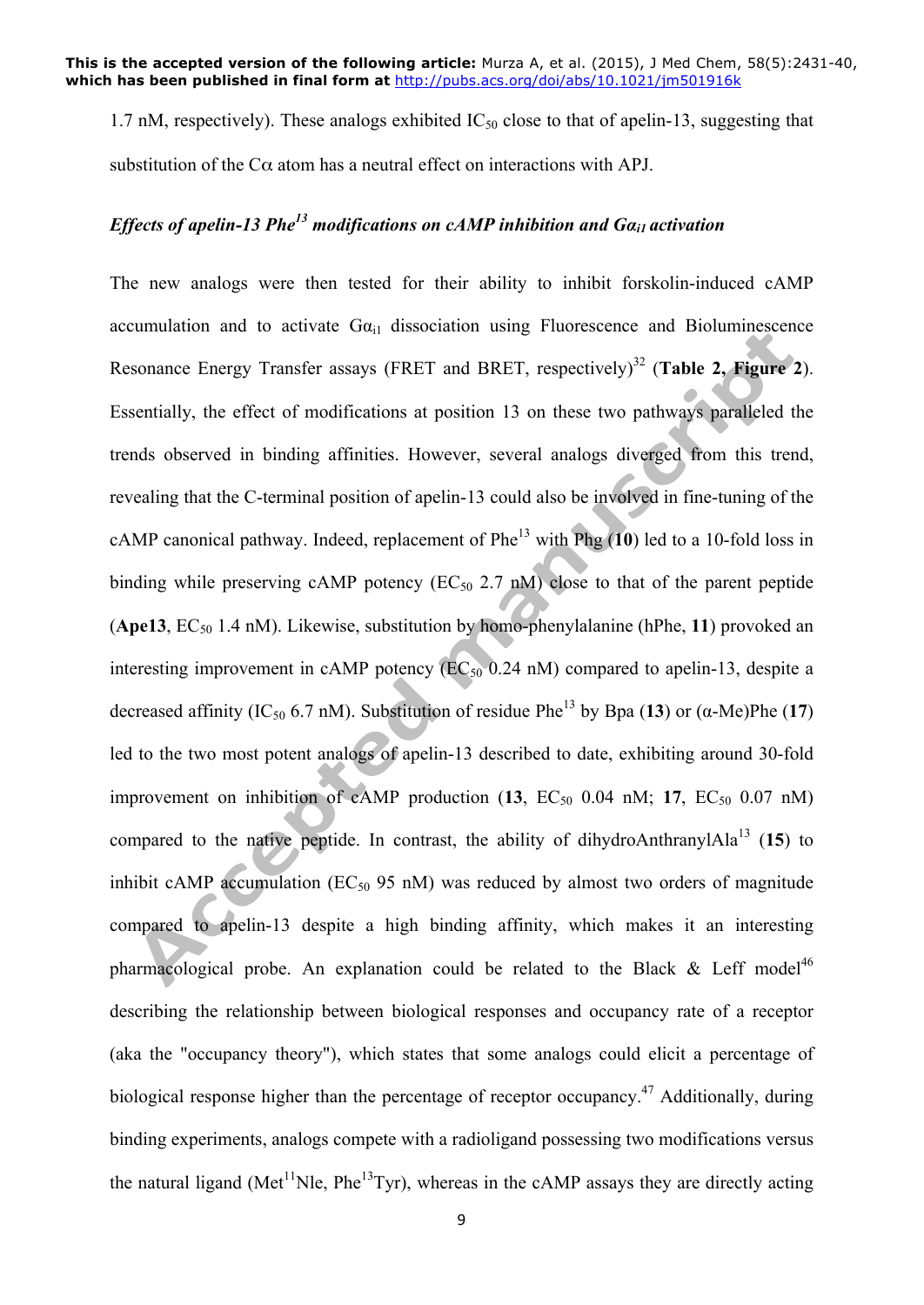1.7 nM, respectively). These analogs exhibited $IC_{50}$ close to that of apelin-13, suggesting that substitution of the Cα atom has a neutral effect on interactions with APJ.

### *Effects of apelin-13 Phe[13] modifications on cAMP inhibition and $G\alpha_{i1}$ activation*

The new analogs were then tested for their ability to inhibit forskolin-induced cAMP accumulation and to activate $G\alpha_{i1}$ dissociation using Fluorescence and Bioluminescence Resonance Energy Transfer assays (FRET and BRET, respectively)[32] (**Table 2, Figure 2**). Essentially, the effect of modifications at position 13 on these two pathways paralleled the trends observed in binding affinities. However, several analogs diverged from this trend, revealing that the C-terminal position of apelin-13 could also be involved in fine-tuning of the cAMP canonical pathway. Indeed, replacement of Phe[13] with Phg (**10**) led to a 10-fold loss in binding while preserving cAMP potency ($EC_{50}$ 2.7 nM) close to that of the parent peptide (**Ape13**, $EC_{50}$ 1.4 nM). Likewise, substitution by homo-phenylalanine (hPhe, **11**) provoked an interesting improvement in cAMP potency ($EC_{50}$ 0.24 nM) compared to apelin-13, despite a decreased affinity ($IC_{50}$ 6.7 nM). Substitution of residue Phe[13] by Bpa (**13**) or (α-Me)Phe (**17**) led to the two most potent analogs of apelin-13 described to date, exhibiting around 30-fold improvement on inhibition of cAMP production (**13**, $EC_{50}$ 0.04 nM; **17**, $EC_{50}$ 0.07 nM) compared to the native peptide. In contrast, the ability of dihydroAnthranylAla[13] (**15**) to inhibit cAMP accumulation ($EC_{50}$ 95 nM) was reduced by almost two orders of magnitude compared to apelin-13 despite a high binding affinity, which makes it an interesting pharmacological probe. An explanation could be related to the Black & Leff model[46] describing the relationship between biological responses and occupancy rate of a receptor (aka the "occupancy theory"), which states that some analogs could elicit a percentage of biological response higher than the percentage of receptor occupancy.[47] Additionally, during binding experiments, analogs compete with a radioligand possessing two modifications versus the natural ligand (Met[11]Nle, Phe[13]Tyr), whereas in the cAMP assays they are directly acting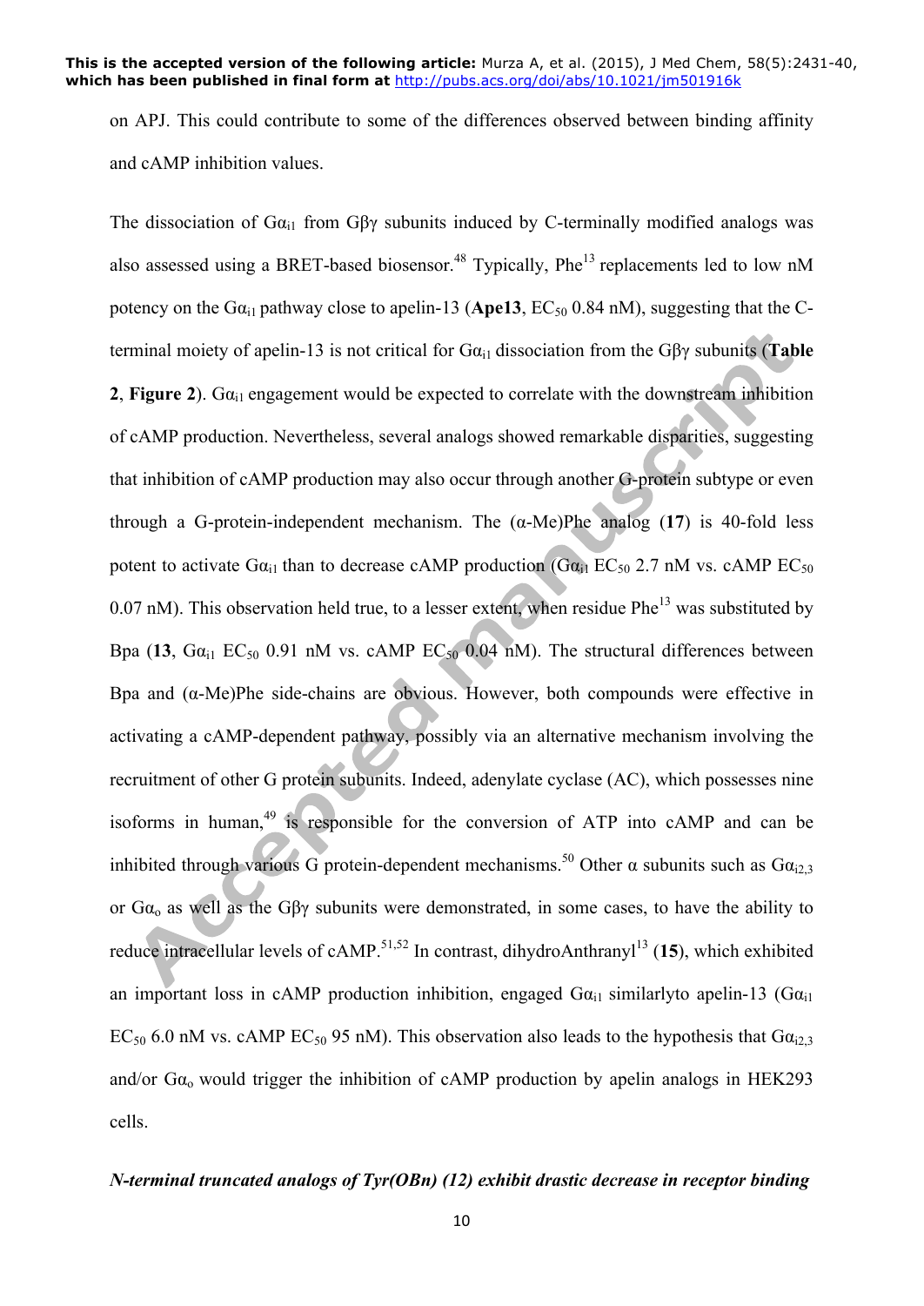on APJ. This could contribute to some of the differences observed between binding affinity and cAMP inhibition values.

The dissociation of $G\alpha_{i1}$ from $G\beta\gamma$ subunits induced by C-terminally modified analogs was also assessed using a BRET-based biosensor.[48] Typically, Phe[13] replacements led to low nM potency on the $G\alpha_{i1}$ pathway close to apelin-13 (**Ape13**, $EC_{50}$ 0.84 nM), suggesting that the C-terminal moiety of apelin-13 is not critical for $G\alpha_{i1}$ dissociation from the $G\beta\gamma$ subunits (**Table 2**, **Figure 2**). $G\alpha_{i1}$ engagement would be expected to correlate with the downstream inhibition of cAMP production. Nevertheless, several analogs showed remarkable disparities, suggesting that inhibition of cAMP production may also occur through another G-protein subtype or even through a G-protein-independent mechanism. The (α-Me)Phe analog (**17**) is 40-fold less potent to activate $G\alpha_{i1}$ than to decrease cAMP production ($G\alpha_{i1}$ $EC_{50}$ 2.7 nM vs. cAMP $EC_{50}$ 0.07 nM). This observation held true, to a lesser extent, when residue Phe[13] was substituted by Bpa (**13**, $G\alpha_{i1}$ $EC_{50}$ 0.91 nM vs. cAMP $EC_{50}$ 0.04 nM). The structural differences between Bpa and (α-Me)Phe side-chains are obvious. However, both compounds were effective in activating a cAMP-dependent pathway, possibly via an alternative mechanism involving the recruitment of other G protein subunits. Indeed, adenylate cyclase (AC), which possesses nine isoforms in human,[49] is responsible for the conversion of ATP into cAMP and can be inhibited through various G protein-dependent mechanisms.[50] Other α subunits such as $G\alpha_{i2,3}$ or $G\alpha_o$ as well as the $G\beta\gamma$ subunits were demonstrated, in some cases, to have the ability to reduce intracellular levels of cAMP.[51,52] In contrast, dihydroAnthranyl[13] (**15**), which exhibited an important loss in cAMP production inhibition, engaged $G\alpha_{i1}$ similarlyto apelin-13 ($G\alpha_{i1}$ $EC_{50}$ 6.0 nM vs. cAMP $EC_{50}$ 95 nM). This observation also leads to the hypothesis that $G\alpha_{i2,3}$ and/or $G\alpha_o$ would trigger the inhibition of cAMP production by apelin analogs in HEK293 cells.

### *N-terminal truncated analogs of Tyr(OBn) (12) exhibit drastic decrease in receptor binding*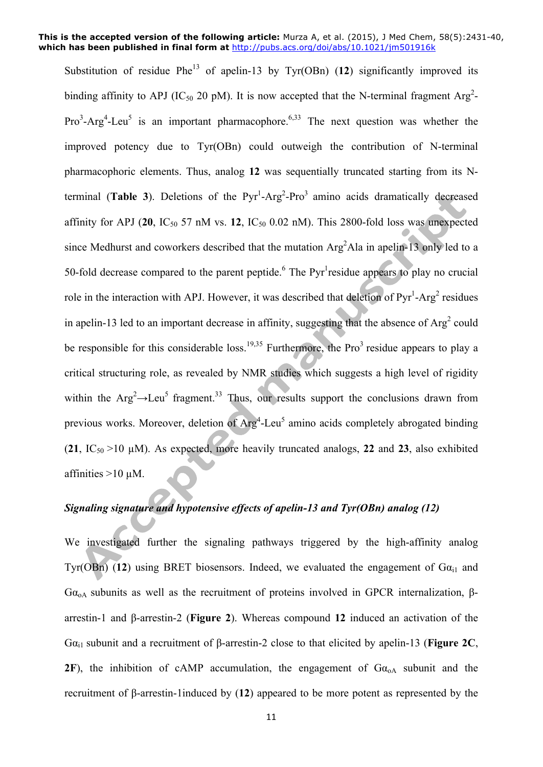Substitution of residue Phe[13] of apelin-13 by Tyr(OBn) (**12**) significantly improved its binding affinity to APJ ($IC_{50}$ 20 pM). It is now accepted that the N-terminal fragment Arg[2]-Pro[3]-Arg[4]-Leu[5] is an important pharmacophore.[6,33] The next question was whether the improved potency due to Tyr(OBn) could outweigh the contribution of N-terminal pharmacophoric elements. Thus, analog **12** was sequentially truncated starting from its N-terminal (**Table 3**). Deletions of the Pyr[1]-Arg[2]-Pro[3] amino acids dramatically decreased affinity for APJ (**20**, $IC_{50}$ 57 nM vs. **12**, $IC_{50}$ 0.02 nM). This 2800-fold loss was unexpected since Medhurst and coworkers described that the mutation Arg[2]Ala in apelin-13 only led to a 50-fold decrease compared to the parent peptide.[6] The Pyr[1]residue appears to play no crucial role in the interaction with APJ. However, it was described that deletion of Pyr[1]-Arg[2] residues in apelin-13 led to an important decrease in affinity, suggesting that the absence of Arg[2] could be responsible for this considerable loss.[19,35] Furthermore, the Pro[3] residue appears to play a critical structuring role, as revealed by NMR studies which suggests a high level of rigidity within the Arg[2]→Leu[5] fragment.[33] Thus, our results support the conclusions drawn from previous works. Moreover, deletion of Arg[4]-Leu[5] amino acids completely abrogated binding (**21**, $IC_{50}$ >10 μM). As expected, more heavily truncated analogs, **22** and **23**, also exhibited affinities >10 μM.

***Signaling signature and hypotensive effects of apelin-13 and Tyr(OBn) analog (12)***

We investigated further the signaling pathways triggered by the high-affinity analog Tyr(OBn) (**12**) using BRET biosensors. Indeed, we evaluated the engagement of $G\alpha_{i1}$ and $G\alpha_{oA}$ subunits as well as the recruitment of proteins involved in GPCR internalization, β-arrestin-1 and β-arrestin-2 (**Figure 2**). Whereas compound **12** induced an activation of the $G\alpha_{i1}$ subunit and a recruitment of β-arrestin-2 close to that elicited by apelin-13 (**Figure 2C**, **2F**), the inhibition of cAMP accumulation, the engagement of $G\alpha_{oA}$ subunit and the recruitment of β-arrestin-1induced by (**12**) appeared to be more potent as represented by the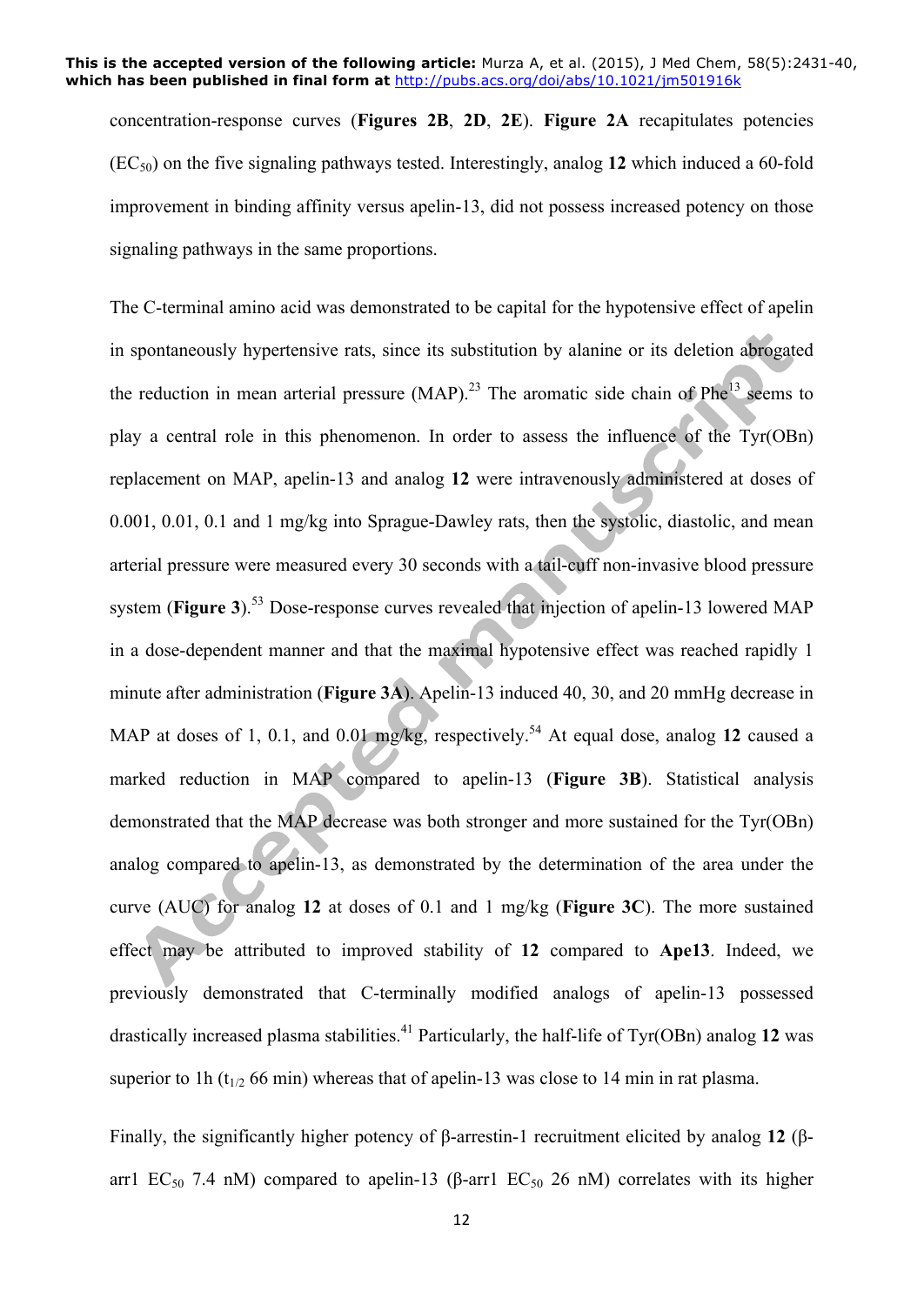concentration-response curves (**Figures 2B**, **2D**, **2E**). **Figure 2A** recapitulates potencies ($EC_{50}$) on the five signaling pathways tested. Interestingly, analog **12** which induced a 60-fold improvement in binding affinity versus apelin-13, did not possess increased potency on those signaling pathways in the same proportions.

The C-terminal amino acid was demonstrated to be capital for the hypotensive effect of apelin in spontaneously hypertensive rats, since its substitution by alanine or its deletion abrogated the reduction in mean arterial pressure (MAP).[23] The aromatic side chain of Phe[13] seems to play a central role in this phenomenon. In order to assess the influence of the Tyr(OBn) replacement on MAP, apelin-13 and analog **12** were intravenously administered at doses of 0.001, 0.01, 0.1 and 1 mg/kg into Sprague-Dawley rats, then the systolic, diastolic, and mean arterial pressure were measured every 30 seconds with a tail-cuff non-invasive blood pressure system (**Figure 3**).[53] Dose-response curves revealed that injection of apelin-13 lowered MAP in a dose-dependent manner and that the maximal hypotensive effect was reached rapidly 1 minute after administration (**Figure 3A**). Apelin-13 induced 40, 30, and 20 mmHg decrease in MAP at doses of 1, 0.1, and 0.01 mg/kg, respectively.[54] At equal dose, analog **12** caused a marked reduction in MAP compared to apelin-13 (**Figure 3B**). Statistical analysis demonstrated that the MAP decrease was both stronger and more sustained for the Tyr(OBn) analog compared to apelin-13, as demonstrated by the determination of the area under the curve (AUC) for analog **12** at doses of 0.1 and 1 mg/kg (**Figure 3C**). The more sustained effect may be attributed to improved stability of **12** compared to **Ape13**. Indeed, we previously demonstrated that C-terminally modified analogs of apelin-13 possessed drastically increased plasma stabilities.[41] Particularly, the half-life of Tyr(OBn) analog **12** was superior to 1h ($t_{1/2}$ 66 min) whereas that of apelin-13 was close to 14 min in rat plasma.

Finally, the significantly higher potency of β-arrestin-1 recruitment elicited by analog **12** (β-arr1 $EC_{50}$ 7.4 nM) compared to apelin-13 (β-arr1 $EC_{50}$ 26 nM) correlates with its higher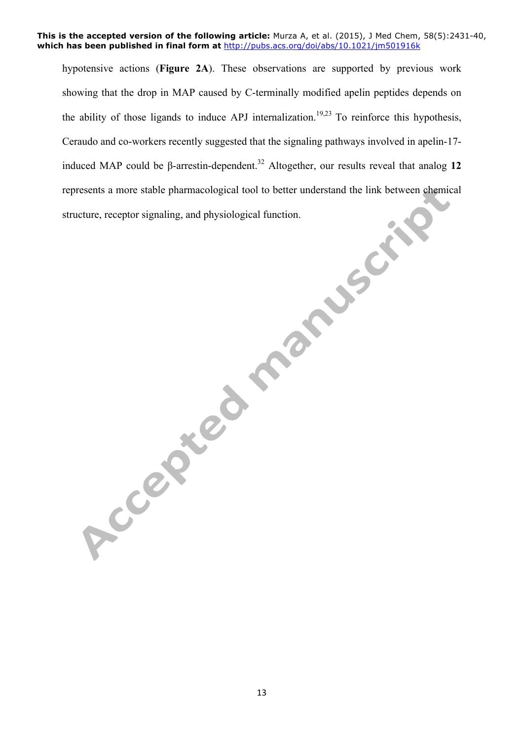hypotensive actions (**Figure 2A**). These observations are supported by previous work showing that the drop in MAP caused by C-terminally modified apelin peptides depends on the ability of those ligands to induce APJ internalization.[19,23] To reinforce this hypothesis, Ceraudo and co-workers recently suggested that the signaling pathways involved in apelin-17-induced MAP could be β-arrestin-dependent.[32] Altogether, our results reveal that analog **12** represents a more stable pharmacological tool to better understand the link between chemical structure, receptor signaling, and physiological function.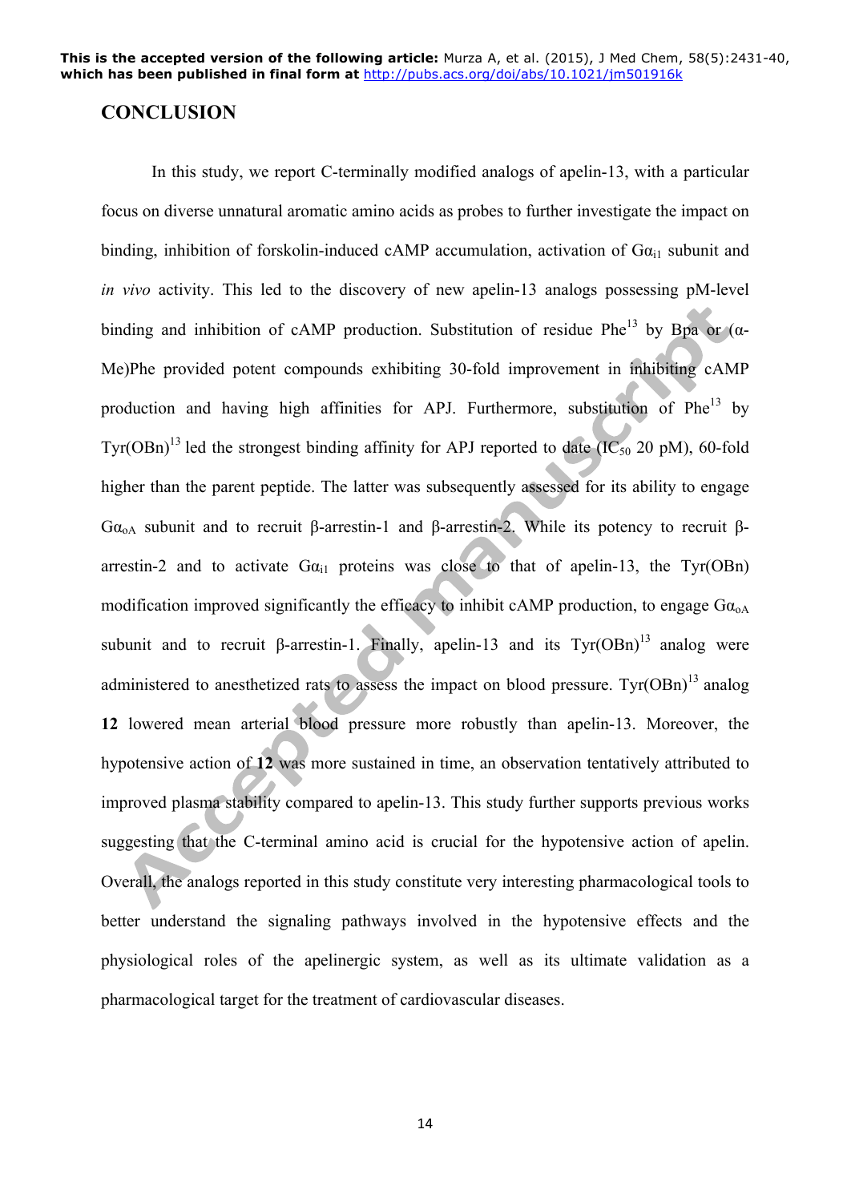## CONCLUSION

In this study, we report C-terminally modified analogs of apelin-13, with a particular focus on diverse unnatural aromatic amino acids as probes to further investigate the impact on binding, inhibition of forskolin-induced cAMP accumulation, activation of $G\alpha_{i1}$ subunit and *in vivo* activity. This led to the discovery of new apelin-13 analogs possessing pM-level binding and inhibition of cAMP production. Substitution of residue $Phe^{13}$ by Bpa or ($\alpha$-Me)Phe provided potent compounds exhibiting 30-fold improvement in inhibiting cAMP production and having high affinities for APJ. Furthermore, substitution of $Phe^{13}$ by $Tyr(OBn)^{13}$ led the strongest binding affinity for APJ reported to date ($IC_{50}$ 20 pM), 60-fold higher than the parent peptide. The latter was subsequently assessed for its ability to engage $G\alpha_{oA}$ subunit and to recruit β-arrestin-1 and β-arrestin-2. While its potency to recruit β-arrestin-2 and to activate $G\alpha_{i1}$ proteins was close to that of apelin-13, the Tyr(OBn) modification improved significantly the efficacy to inhibit cAMP production, to engage $G\alpha_{oA}$ subunit and to recruit β-arrestin-1. Finally, apelin-13 and its $Tyr(OBn)^{13}$ analog were administered to anesthetized rats to assess the impact on blood pressure. $Tyr(OBn)^{13}$ analog **12** lowered mean arterial blood pressure more robustly than apelin-13. Moreover, the hypotensive action of **12** was more sustained in time, an observation tentatively attributed to improved plasma stability compared to apelin-13. This study further supports previous works suggesting that the C-terminal amino acid is crucial for the hypotensive action of apelin. Overall, the analogs reported in this study constitute very interesting pharmacological tools to better understand the signaling pathways involved in the hypotensive effects and the physiological roles of the apelinergic system, as well as its ultimate validation as a pharmacological target for the treatment of cardiovascular diseases.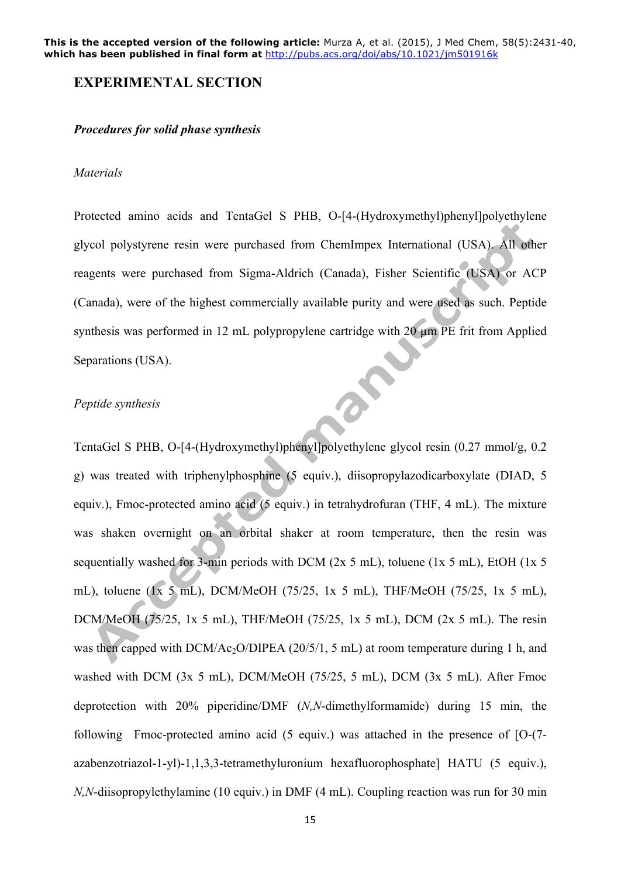## EXPERIMENTAL SECTION

### *Procedures for solid phase synthesis*

*Materials*

Protected amino acids and TentaGel S PHB, O-[4-(Hydroxymethyl)phenyl]polyethylene glycol polystyrene resin were purchased from ChemImpex International (USA). All other reagents were purchased from Sigma-Aldrich (Canada), Fisher Scientific (USA) or ACP (Canada), were of the highest commercially available purity and were used as such. Peptide synthesis was performed in 12 mL polypropylene cartridge with 20 µm PE frit from Applied Separations (USA).

*Peptide synthesis*

TentaGel S PHB, O-[4-(Hydroxymethyl)phenyl]polyethylene glycol resin (0.27 mmol/g, 0.2 g) was treated with triphenylphosphine (5 equiv.), diisopropylazodicarboxylate (DIAD, 5 equiv.), Fmoc-protected amino acid (5 equiv.) in tetrahydrofuran (THF, 4 mL). The mixture was shaken overnight on an orbital shaker at room temperature, then the resin was sequentially washed for 3-min periods with DCM (2x 5 mL), toluene (1x 5 mL), EtOH (1x 5 mL), toluene (1x 5 mL), DCM/MeOH (75/25, 1x 5 mL), THF/MeOH (75/25, 1x 5 mL), DCM/MeOH (75/25, 1x 5 mL), THF/MeOH (75/25, 1x 5 mL), DCM (2x 5 mL). The resin was then capped with DCM/$Ac_2O$/DIPEA (20/5/1, 5 mL) at room temperature during 1 h, and washed with DCM (3x 5 mL), DCM/MeOH (75/25, 5 mL), DCM (3x 5 mL). After Fmoc deprotection with 20% piperidine/DMF (*N,N*-dimethylformamide) during 15 min, the following Fmoc-protected amino acid (5 equiv.) was attached in the presence of [O-(7-azabenzotriazol-1-yl)-1,1,3,3-tetramethyluronium hexafluorophosphate] HATU (5 equiv.), *N,N*-diisopropylethylamine (10 equiv.) in DMF (4 mL). Coupling reaction was run for 30 min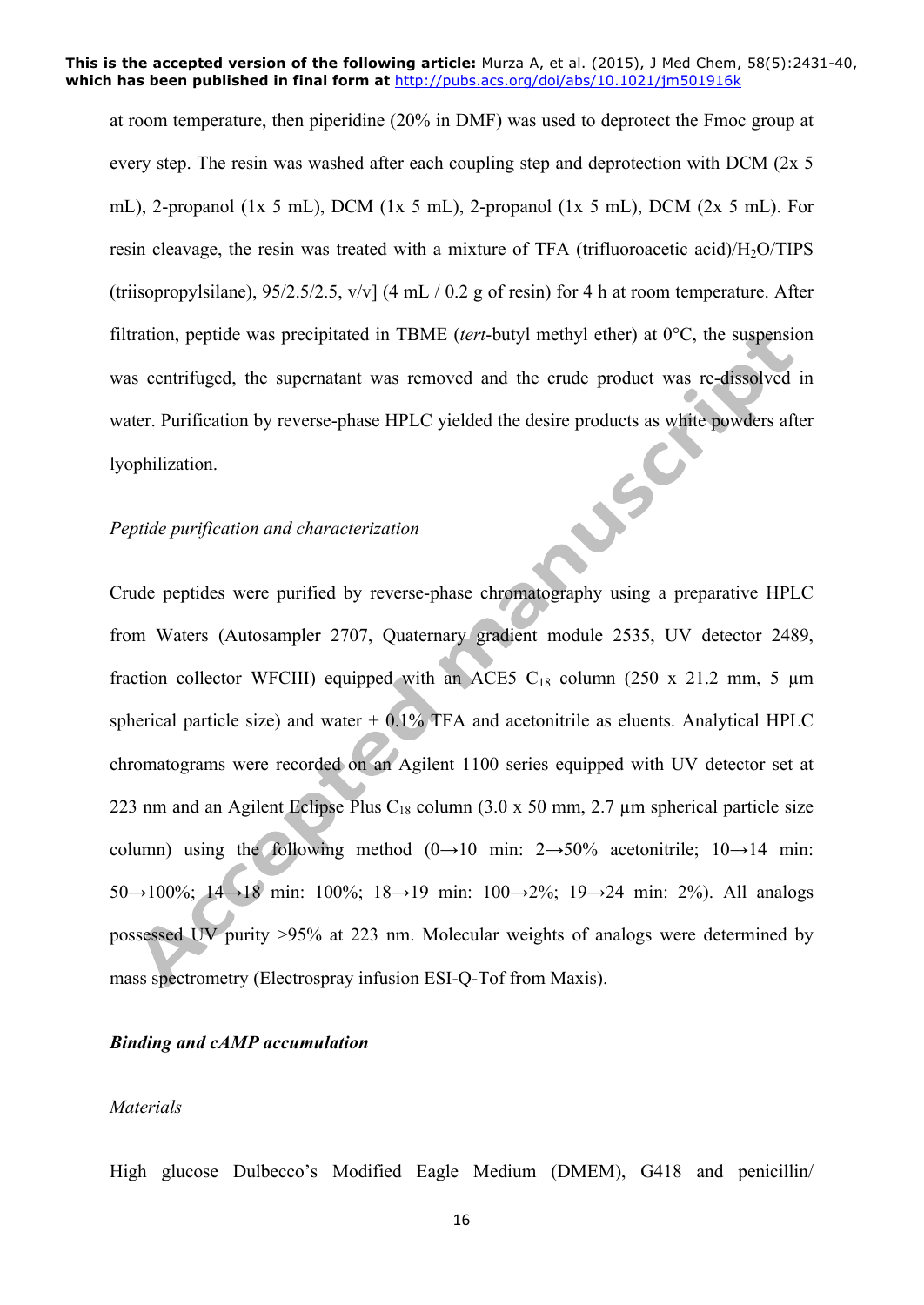at room temperature, then piperidine (20% in DMF) was used to deprotect the Fmoc group at every step. The resin was washed after each coupling step and deprotection with DCM (2x 5 mL), 2-propanol (1x 5 mL), DCM (1x 5 mL), 2-propanol (1x 5 mL), DCM (2x 5 mL). For resin cleavage, the resin was treated with a mixture of TFA (trifluoroacetic acid)/$H_2O$/TIPS (triisopropylsilane), 95/2.5/2.5, v/v] (4 mL / 0.2 g of resin) for 4 h at room temperature. After filtration, peptide was precipitated in TBME (*tert*-butyl methyl ether) at 0°C, the suspension was centrifuged, the supernatant was removed and the crude product was re-dissolved in water. Purification by reverse-phase HPLC yielded the desire products as white powders after lyophilization.

*Peptide purification and characterization*

Crude peptides were purified by reverse-phase chromatography using a preparative HPLC from Waters (Autosampler 2707, Quaternary gradient module 2535, UV detector 2489, fraction collector WFCIII) equipped with an ACE5 $C_{18}$ column (250 x 21.2 mm, 5 µm spherical particle size) and water + 0.1% TFA and acetonitrile as eluents. Analytical HPLC chromatograms were recorded on an Agilent 1100 series equipped with UV detector set at 223 nm and an Agilent Eclipse Plus $C_{18}$ column (3.0 x 50 mm, 2.7 µm spherical particle size column) using the following method (0→10 min: 2→50% acetonitrile; 10→14 min: 50→100%; 14→18 min: 100%; 18→19 min: 100→2%; 19→24 min: 2%). All analogs possessed UV purity >95% at 223 nm. Molecular weights of analogs were determined by mass spectrometry (Electrospray infusion ESI-Q-Tof from Maxis).

***Binding and cAMP accumulation***

*Materials*

High glucose Dulbecco's Modified Eagle Medium (DMEM), G418 and penicillin/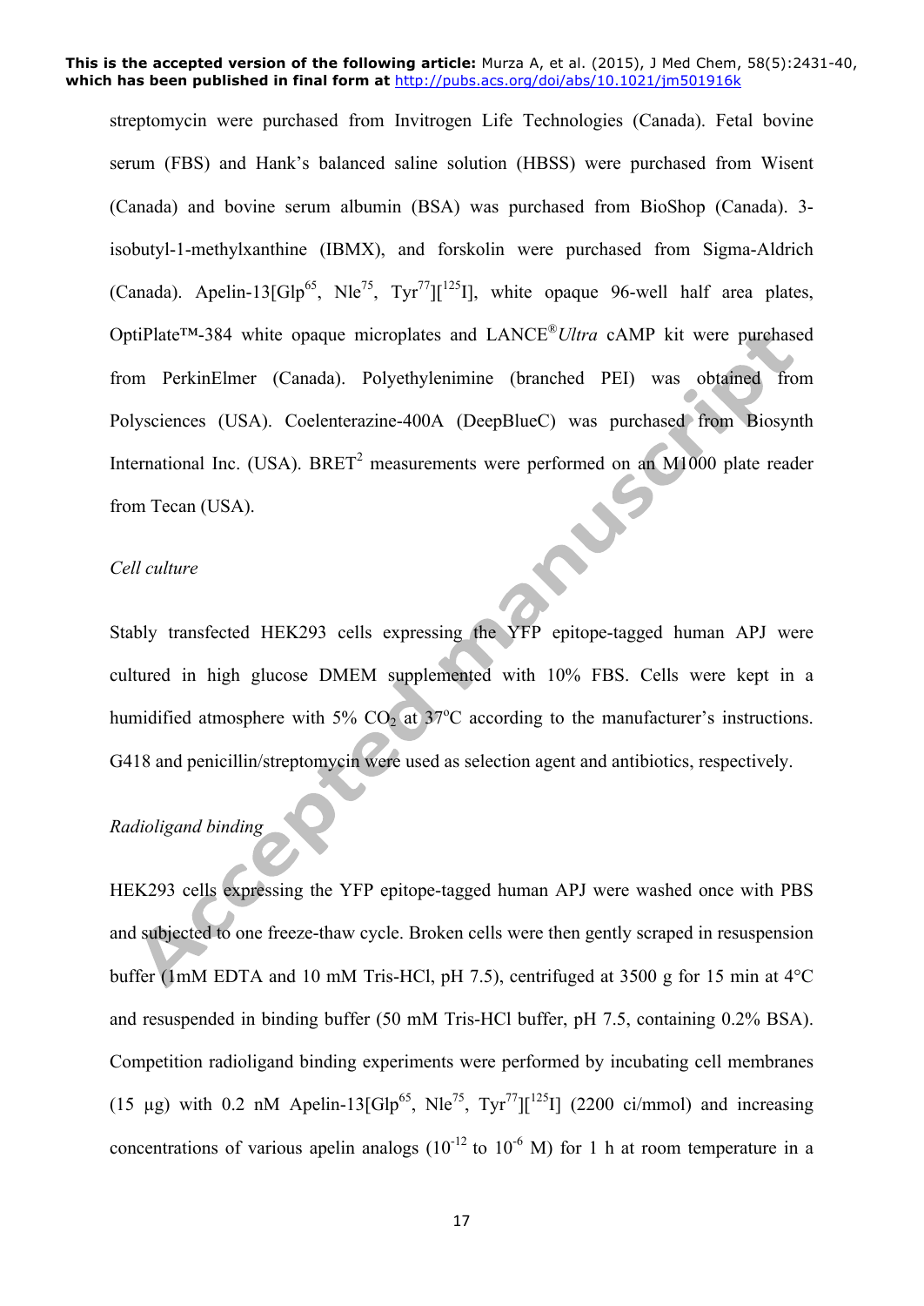streptomycin were purchased from Invitrogen Life Technologies (Canada). Fetal bovine serum (FBS) and Hank's balanced saline solution (HBSS) were purchased from Wisent (Canada) and bovine serum albumin (BSA) was purchased from BioShop (Canada). 3-isobutyl-1-methylxanthine (IBMX), and forskolin were purchased from Sigma-Aldrich (Canada). Apelin-13[Glp$^{65}$, Nle$^{75}$, Tyr$^{77}$][$^{125}$I], white opaque 96-well half area plates, OptiPlate™-384 white opaque microplates and LANCE® *Ultra* cAMP kit were purchased from PerkinElmer (Canada). Polyethylenimine (branched PEI) was obtained from Polysciences (USA). Coelenterazine-400A (DeepBlueC) was purchased from Biosynth International Inc. (USA). BRET$^2$ measurements were performed on an M1000 plate reader from Tecan (USA).

*Cell culture*

Stably transfected HEK293 cells expressing the YFP epitope-tagged human APJ were cultured in high glucose DMEM supplemented with 10% FBS. Cells were kept in a humidified atmosphere with 5% $CO_2$ at 37°C according to the manufacturer's instructions. G418 and penicillin/streptomycin were used as selection agent and antibiotics, respectively.

*Radioligand binding*

HEK293 cells expressing the YFP epitope-tagged human APJ were washed once with PBS and subjected to one freeze-thaw cycle. Broken cells were then gently scraped in resuspension buffer (1mM EDTA and 10 mM Tris-HCl, pH 7.5), centrifuged at 3500 g for 15 min at 4°C and resuspended in binding buffer (50 mM Tris-HCl buffer, pH 7.5, containing 0.2% BSA). Competition radioligand binding experiments were performed by incubating cell membranes (15 μg) with 0.2 nM Apelin-13[Glp$^{65}$, Nle$^{75}$, Tyr$^{77}$][$^{125}$I] (2200 ci/mmol) and increasing concentrations of various apelin analogs ($10^{-12}$ to $10^{-6}$ M) for 1 h at room temperature in a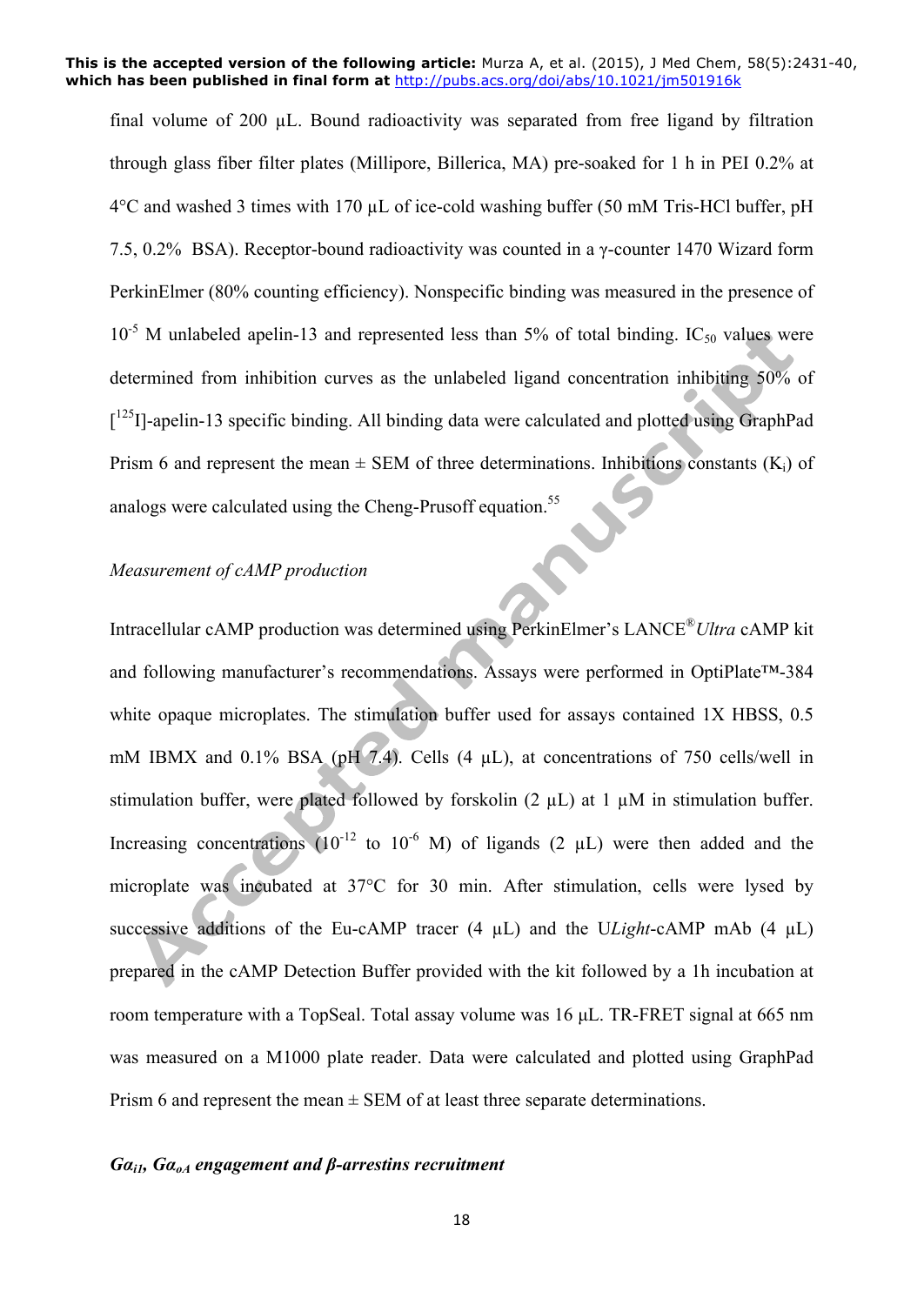final volume of 200 µL. Bound radioactivity was separated from free ligand by filtration through glass fiber filter plates (Millipore, Billerica, MA) pre-soaked for 1 h in PEI 0.2% at 4°C and washed 3 times with 170 µL of ice-cold washing buffer (50 mM Tris-HCl buffer, pH 7.5, 0.2% BSA). Receptor-bound radioactivity was counted in a γ-counter 1470 Wizard form PerkinElmer (80% counting efficiency). Nonspecific binding was measured in the presence of $10^{-5}$ M unlabeled apelin-13 and represented less than 5% of total binding. $IC_{50}$ values were determined from inhibition curves as the unlabeled ligand concentration inhibiting 50% of [$^{125}$I]-apelin-13 specific binding. All binding data were calculated and plotted using GraphPad Prism 6 and represent the mean ± SEM of three determinations. Inhibitions constants ($K_i$) of analogs were calculated using the Cheng-Prusoff equation.[55]

*Measurement of cAMP production*

Intracellular cAMP production was determined using PerkinElmer's LANCE®*Ultra* cAMP kit and following manufacturer's recommendations. Assays were performed in OptiPlate™-384 white opaque microplates. The stimulation buffer used for assays contained 1X HBSS, 0.5 mM IBMX and 0.1% BSA (pH 7.4). Cells (4 µL), at concentrations of 750 cells/well in stimulation buffer, were plated followed by forskolin (2 µL) at 1 µM in stimulation buffer. Increasing concentrations ($10^{-12}$ to $10^{-6}$ M) of ligands (2 µL) were then added and the microplate was incubated at 37°C for 30 min. After stimulation, cells were lysed by successive additions of the Eu-cAMP tracer (4 µL) and the U*Light*-cAMP mAb (4 µL) prepared in the cAMP Detection Buffer provided with the kit followed by a 1h incubation at room temperature with a TopSeal. Total assay volume was 16 µL. TR-FRET signal at 665 nm was measured on a M1000 plate reader. Data were calculated and plotted using GraphPad Prism 6 and represent the mean ± SEM of at least three separate determinations.

***$G\alpha_{i1}$, $G\alpha_{oA}$ engagement and β-arrestins recruitment***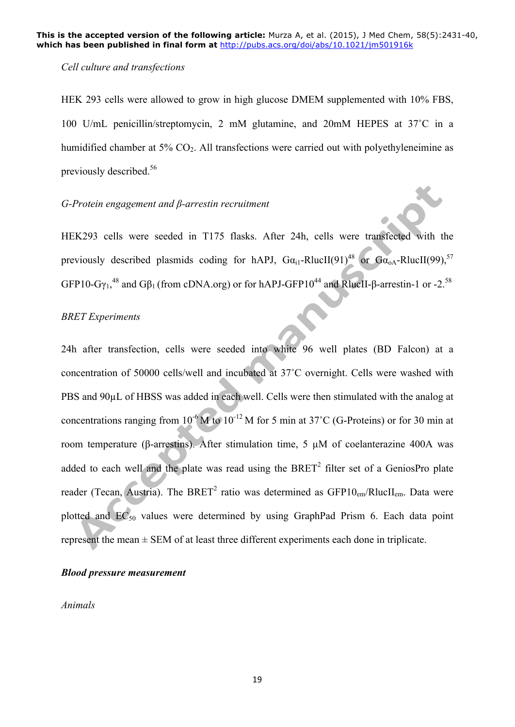*Cell culture and transfections*

HEK 293 cells were allowed to grow in high glucose DMEM supplemented with 10% FBS, 100 U/mL penicillin/streptomycin, 2 mM glutamine, and 20mM HEPES at 37˚C in a humidified chamber at 5% $CO_2$. All transfections were carried out with polyethyleneimine as previously described.[56]

*G-Protein engagement and β-arrestin recruitment*

HEK293 cells were seeded in T175 flasks. After 24h, cells were transfected with the previously described plasmids coding for hAPJ, $G\alpha_{i1}$-RlucII(91)[48] or $G\alpha_{oA}$-RlucII(99),[57] GFP10-$G\gamma_1$,[48] and $G\beta_1$ (from cDNA.org) or for hAPJ-GFP10[44] and RlucII-β-arrestin-1 or -2.[58]

*BRET Experiments*

24h after transfection, cells were seeded into white 96 well plates (BD Falcon) at a concentration of 50000 cells/well and incubated at 37˚C overnight. Cells were washed with PBS and 90µL of HBSS was added in each well. Cells were then stimulated with the analog at concentrations ranging from $10^{-6}$ M to $10^{-12}$ M for 5 min at 37˚C (G-Proteins) or for 30 min at room temperature (β-arrestins). After stimulation time, 5 µM of coelanterazine 400A was added to each well and the plate was read using the $BRET^2$ filter set of a GeniosPro plate reader (Tecan, Austria). The $BRET^2$ ratio was determined as $GFP10_{em}/RlucII_{em}$. Data were plotted and $EC_{50}$ values were determined by using GraphPad Prism 6. Each data point represent the mean ± SEM of at least three different experiments each done in triplicate.

***Blood pressure measurement***

*Animals*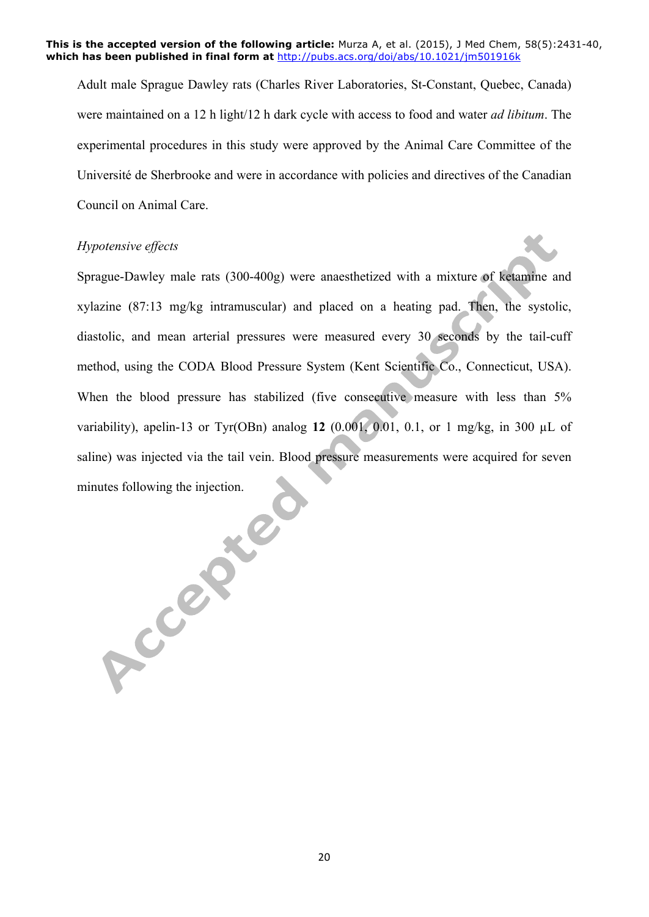Adult male Sprague Dawley rats (Charles River Laboratories, St-Constant, Quebec, Canada) were maintained on a 12 h light/12 h dark cycle with access to food and water *ad libitum*. The experimental procedures in this study were approved by the Animal Care Committee of the Université de Sherbrooke and were in accordance with policies and directives of the Canadian Council on Animal Care.

*Hypotensive effects*

Sprague-Dawley male rats (300-400g) were anaesthetized with a mixture of ketamine and xylazine (87:13 mg/kg intramuscular) and placed on a heating pad. Then, the systolic, diastolic, and mean arterial pressures were measured every 30 seconds by the tail-cuff method, using the CODA Blood Pressure System (Kent Scientific Co., Connecticut, USA). When the blood pressure has stabilized (five consecutive measure with less than 5% variability), apelin-13 or Tyr(OBn) analog **12** (0.001, 0.01, 0.1, or 1 mg/kg, in 300 µL of saline) was injected via the tail vein. Blood pressure measurements were acquired for seven minutes following the injection.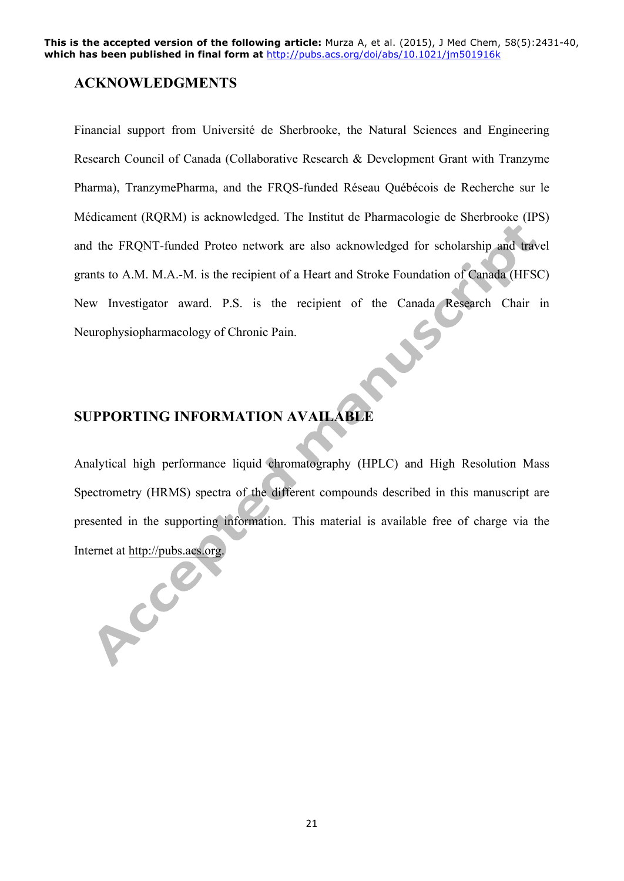## ACKNOWLEDGMENTS

Financial support from Université de Sherbrooke, the Natural Sciences and Engineering Research Council of Canada (Collaborative Research & Development Grant with Tranzyme Pharma), TranzymePharma, and the FRQS-funded Réseau Québécois de Recherche sur le Médicament (RQRM) is acknowledged. The Institut de Pharmacologie de Sherbrooke (IPS) and the FRQNT-funded Proteo network are also acknowledged for scholarship and travel grants to A.M. M.A.-M. is the recipient of a Heart and Stroke Foundation of Canada (HFSC) New Investigator award. P.S. is the recipient of the Canada Research Chair in Neurophysiopharmacology of Chronic Pain.

## SUPPORTING INFORMATION AVAILABLE

Analytical high performance liquid chromatography (HPLC) and High Resolution Mass Spectrometry (HRMS) spectra of the different compounds described in this manuscript are presented in the supporting information. This material is available free of charge via the Internet at http://pubs.acs.org.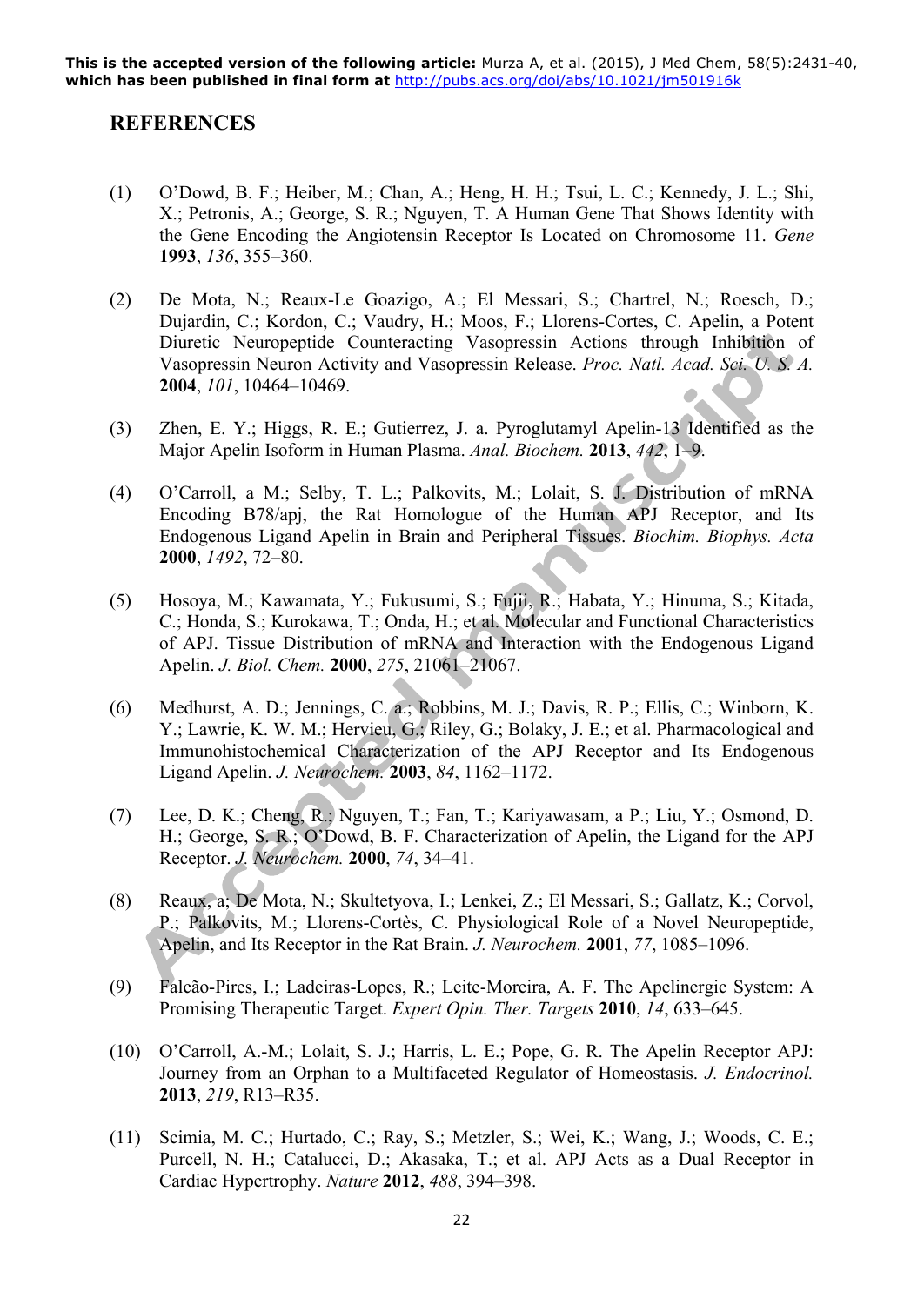## REFERENCES

(1) O'Dowd, B. F.; Heiber, M.; Chan, A.; Heng, H. H.; Tsui, L. C.; Kennedy, J. L.; Shi, X.; Petronis, A.; George, S. R.; Nguyen, T. A Human Gene That Shows Identity with the Gene Encoding the Angiotensin Receptor Is Located on Chromosome 11. *Gene* **1993**, *136*, 355–360.

(2) De Mota, N.; Reaux-Le Goazigo, A.; El Messari, S.; Chartrel, N.; Roesch, D.; Dujardin, C.; Kordon, C.; Vaudry, H.; Moos, F.; Llorens-Cortes, C. Apelin, a Potent Diuretic Neuropeptide Counteracting Vasopressin Actions through Inhibition of Vasopressin Neuron Activity and Vasopressin Release. *Proc. Natl. Acad. Sci. U. S. A.* **2004**, *101*, 10464–10469.

(3) Zhen, E. Y.; Higgs, R. E.; Gutierrez, J. a. Pyroglutamyl Apelin-13 Identified as the Major Apelin Isoform in Human Plasma. *Anal. Biochem.* **2013**, *442*, 1–9.

(4) O'Carroll, a M.; Selby, T. L.; Palkovits, M.; Lolait, S. J. Distribution of mRNA Encoding B78/apj, the Rat Homologue of the Human APJ Receptor, and Its Endogenous Ligand Apelin in Brain and Peripheral Tissues. *Biochim. Biophys. Acta* **2000**, *1492*, 72–80.

(5) Hosoya, M.; Kawamata, Y.; Fukusumi, S.; Fujii, R.; Habata, Y.; Hinuma, S.; Kitada, C.; Honda, S.; Kurokawa, T.; Onda, H.; et al. Molecular and Functional Characteristics of APJ. Tissue Distribution of mRNA and Interaction with the Endogenous Ligand Apelin. *J. Biol. Chem.* **2000**, *275*, 21061–21067.

(6) Medhurst, A. D.; Jennings, C. a.; Robbins, M. J.; Davis, R. P.; Ellis, C.; Winborn, K. Y.; Lawrie, K. W. M.; Hervieu, G.; Riley, G.; Bolaky, J. E.; et al. Pharmacological and Immunohistochemical Characterization of the APJ Receptor and Its Endogenous Ligand Apelin. *J. Neurochem.* **2003**, *84*, 1162–1172.

(7) Lee, D. K.; Cheng, R.; Nguyen, T.; Fan, T.; Kariyawasam, a P.; Liu, Y.; Osmond, D. H.; George, S. R.; O'Dowd, B. F. Characterization of Apelin, the Ligand for the APJ Receptor. *J. Neurochem.* **2000**, *74*, 34–41.

(8) Reaux, a; De Mota, N.; Skultetyova, I.; Lenkei, Z.; El Messari, S.; Gallatz, K.; Corvol, P.; Palkovits, M.; Llorens-Cortès, C. Physiological Role of a Novel Neuropeptide, Apelin, and Its Receptor in the Rat Brain. *J. Neurochem.* **2001**, *77*, 1085–1096.

(9) Falcão-Pires, I.; Ladeiras-Lopes, R.; Leite-Moreira, A. F. The Apelinergic System: A Promising Therapeutic Target. *Expert Opin. Ther. Targets* **2010**, *14*, 633–645.

(10) O'Carroll, A.-M.; Lolait, S. J.; Harris, L. E.; Pope, G. R. The Apelin Receptor APJ: Journey from an Orphan to a Multifaceted Regulator of Homeostasis. *J. Endocrinol.* **2013**, *219*, R13–R35.

(11) Scimia, M. C.; Hurtado, C.; Ray, S.; Metzler, S.; Wei, K.; Wang, J.; Woods, C. E.; Purcell, N. H.; Catalucci, D.; Akasaka, T.; et al. APJ Acts as a Dual Receptor in Cardiac Hypertrophy. *Nature* **2012**, *488*, 394–398.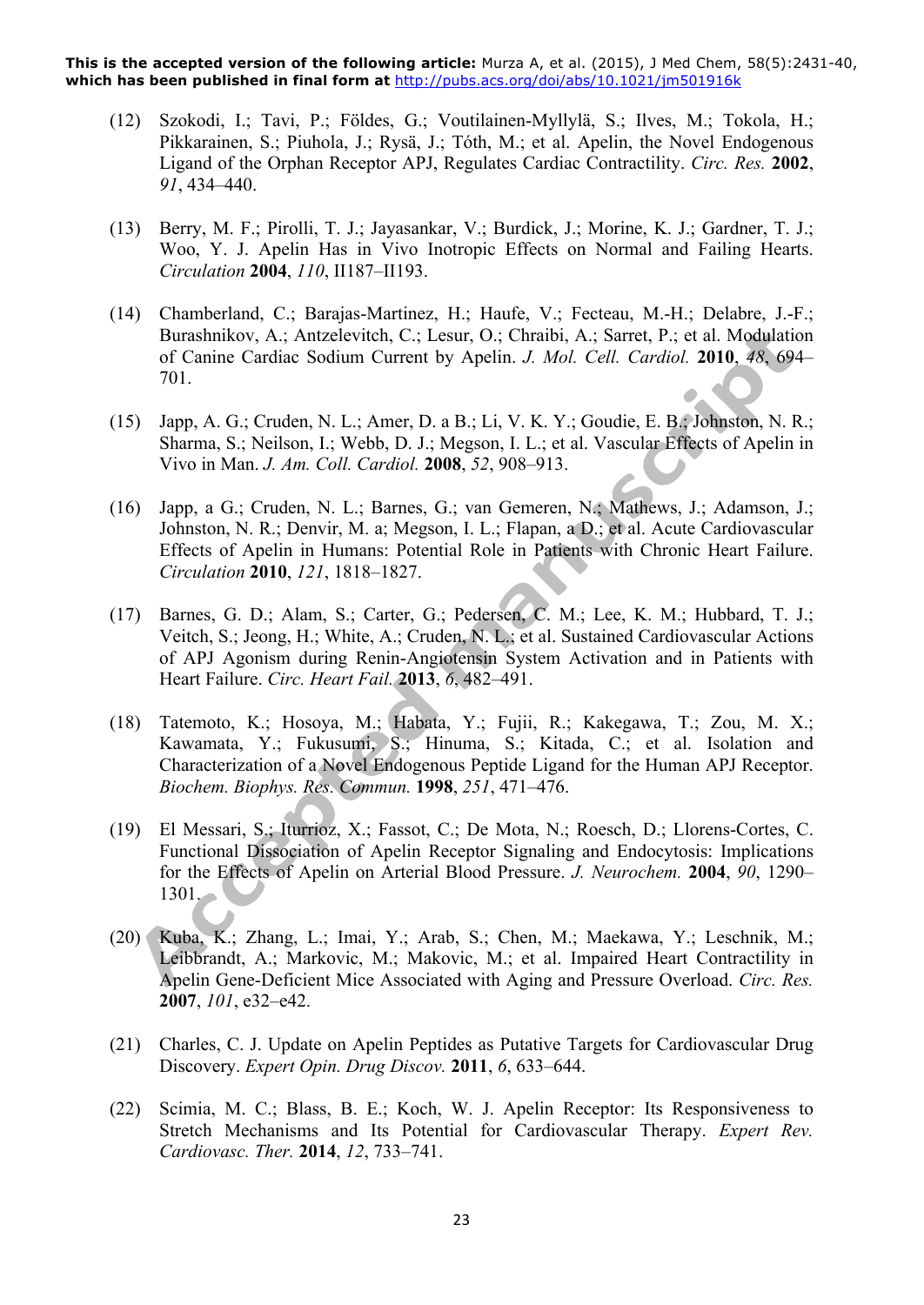(12) Szokodi, I.; Tavi, P.; Földes, G.; Voutilainen-Myllylä, S.; Ilves, M.; Tokola, H.; Pikkarainen, S.; Piuhola, J.; Rysä, J.; Tóth, M.; et al. Apelin, the Novel Endogenous Ligand of the Orphan Receptor APJ, Regulates Cardiac Contractility. *Circ. Res.* **2002**, *91*, 434–440.

(13) Berry, M. F.; Pirolli, T. J.; Jayasankar, V.; Burdick, J.; Morine, K. J.; Gardner, T. J.; Woo, Y. J. Apelin Has in Vivo Inotropic Effects on Normal and Failing Hearts. *Circulation* **2004**, *110*, II187–II193.

(14) Chamberland, C.; Barajas-Martinez, H.; Haufe, V.; Fecteau, M.-H.; Delabre, J.-F.; Burashnikov, A.; Antzelevitch, C.; Lesur, O.; Chraibi, A.; Sarret, P.; et al. Modulation of Canine Cardiac Sodium Current by Apelin. *J. Mol. Cell. Cardiol.* **2010**, *48*, 694–701.

(15) Japp, A. G.; Cruden, N. L.; Amer, D. a B.; Li, V. K. Y.; Goudie, E. B.; Johnston, N. R.; Sharma, S.; Neilson, I.; Webb, D. J.; Megson, I. L.; et al. Vascular Effects of Apelin in Vivo in Man. *J. Am. Coll. Cardiol.* **2008**, *52*, 908–913.

(16) Japp, a G.; Cruden, N. L.; Barnes, G.; van Gemeren, N.; Mathews, J.; Adamson, J.; Johnston, N. R.; Denvir, M. a; Megson, I. L.; Flapan, a D.; et al. Acute Cardiovascular Effects of Apelin in Humans: Potential Role in Patients with Chronic Heart Failure. *Circulation* **2010**, *121*, 1818–1827.

(17) Barnes, G. D.; Alam, S.; Carter, G.; Pedersen, C. M.; Lee, K. M.; Hubbard, T. J.; Veitch, S.; Jeong, H.; White, A.; Cruden, N. L.; et al. Sustained Cardiovascular Actions of APJ Agonism during Renin-Angiotensin System Activation and in Patients with Heart Failure. *Circ. Heart Fail.* **2013**, *6*, 482–491.

(18) Tatemoto, K.; Hosoya, M.; Habata, Y.; Fujii, R.; Kakegawa, T.; Zou, M. X.; Kawamata, Y.; Fukusumi, S.; Hinuma, S.; Kitada, C.; et al. Isolation and Characterization of a Novel Endogenous Peptide Ligand for the Human APJ Receptor. *Biochem. Biophys. Res. Commun.* **1998**, *251*, 471–476.

(19) El Messari, S.; Iturrioz, X.; Fassot, C.; De Mota, N.; Roesch, D.; Llorens-Cortes, C. Functional Dissociation of Apelin Receptor Signaling and Endocytosis: Implications for the Effects of Apelin on Arterial Blood Pressure. *J. Neurochem.* **2004**, *90*, 1290–1301.

(20) Kuba, K.; Zhang, L.; Imai, Y.; Arab, S.; Chen, M.; Maekawa, Y.; Leschnik, M.; Leibbrandt, A.; Markovic, M.; Makovic, M.; et al. Impaired Heart Contractility in Apelin Gene-Deficient Mice Associated with Aging and Pressure Overload. *Circ. Res.* **2007**, *101*, e32–e42.

(21) Charles, C. J. Update on Apelin Peptides as Putative Targets for Cardiovascular Drug Discovery. *Expert Opin. Drug Discov.* **2011**, *6*, 633–644.

(22) Scimia, M. C.; Blass, B. E.; Koch, W. J. Apelin Receptor: Its Responsiveness to Stretch Mechanisms and Its Potential for Cardiovascular Therapy. *Expert Rev. Cardiovasc. Ther.* **2014**, *12*, 733–741.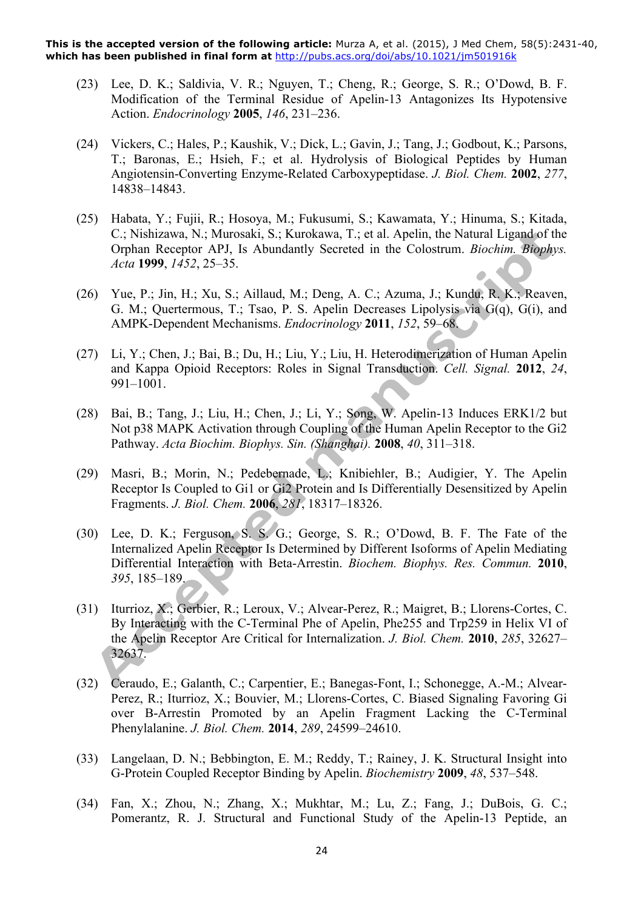(23) Lee, D. K.; Saldivia, V. R.; Nguyen, T.; Cheng, R.; George, S. R.; O'Dowd, B. F. Modification of the Terminal Residue of Apelin-13 Antagonizes Its Hypotensive Action. *Endocrinology* **2005**, *146*, 231–236.

(24) Vickers, C.; Hales, P.; Kaushik, V.; Dick, L.; Gavin, J.; Tang, J.; Godbout, K.; Parsons, T.; Baronas, E.; Hsieh, F.; et al. Hydrolysis of Biological Peptides by Human Angiotensin-Converting Enzyme-Related Carboxypeptidase. *J. Biol. Chem.* **2002**, *277*, 14838–14843.

(25) Habata, Y.; Fujii, R.; Hosoya, M.; Fukusumi, S.; Kawamata, Y.; Hinuma, S.; Kitada, C.; Nishizawa, N.; Murosaki, S.; Kurokawa, T.; et al. Apelin, the Natural Ligand of the Orphan Receptor APJ, Is Abundantly Secreted in the Colostrum. *Biochim. Biophys. Acta* **1999**, *1452*, 25–35.

(26) Yue, P.; Jin, H.; Xu, S.; Aillaud, M.; Deng, A. C.; Azuma, J.; Kundu, R. K.; Reaven, G. M.; Quertermous, T.; Tsao, P. S. Apelin Decreases Lipolysis via G(q), G(i), and AMPK-Dependent Mechanisms. *Endocrinology* **2011**, *152*, 59–68.

(27) Li, Y.; Chen, J.; Bai, B.; Du, H.; Liu, Y.; Liu, H. Heterodimerization of Human Apelin and Kappa Opioid Receptors: Roles in Signal Transduction. *Cell. Signal.* **2012**, *24*, 991–1001.

(28) Bai, B.; Tang, J.; Liu, H.; Chen, J.; Li, Y.; Song, W. Apelin-13 Induces ERK1/2 but Not p38 MAPK Activation through Coupling of the Human Apelin Receptor to the Gi2 Pathway. *Acta Biochim. Biophys. Sin. (Shanghai).* **2008**, *40*, 311–318.

(29) Masri, B.; Morin, N.; Pedebernade, L.; Knibiehler, B.; Audigier, Y. The Apelin Receptor Is Coupled to Gi1 or Gi2 Protein and Is Differentially Desensitized by Apelin Fragments. *J. Biol. Chem.* **2006**, *281*, 18317–18326.

(30) Lee, D. K.; Ferguson, S. S. G.; George, S. R.; O'Dowd, B. F. The Fate of the Internalized Apelin Receptor Is Determined by Different Isoforms of Apelin Mediating Differential Interaction with Beta-Arrestin. *Biochem. Biophys. Res. Commun.* **2010**, *395*, 185–189.

(31) Iturrioz, X.; Gerbier, R.; Leroux, V.; Alvear-Perez, R.; Maigret, B.; Llorens-Cortes, C. By Interacting with the C-Terminal Phe of Apelin, Phe255 and Trp259 in Helix VI of the Apelin Receptor Are Critical for Internalization. *J. Biol. Chem.* **2010**, *285*, 32627–32637.

(32) Ceraudo, E.; Galanth, C.; Carpentier, E.; Banegas-Font, I.; Schonegge, A.-M.; Alvear-Perez, R.; Iturrioz, X.; Bouvier, M.; Llorens-Cortes, C. Biased Signaling Favoring Gi over Β-Arrestin Promoted by an Apelin Fragment Lacking the C-Terminal Phenylalanine. *J. Biol. Chem.* **2014**, *289*, 24599–24610.

(33) Langelaan, D. N.; Bebbington, E. M.; Reddy, T.; Rainey, J. K. Structural Insight into G-Protein Coupled Receptor Binding by Apelin. *Biochemistry* **2009**, *48*, 537–548.

(34) Fan, X.; Zhou, N.; Zhang, X.; Mukhtar, M.; Lu, Z.; Fang, J.; DuBois, G. C.; Pomerantz, R. J. Structural and Functional Study of the Apelin-13 Peptide, an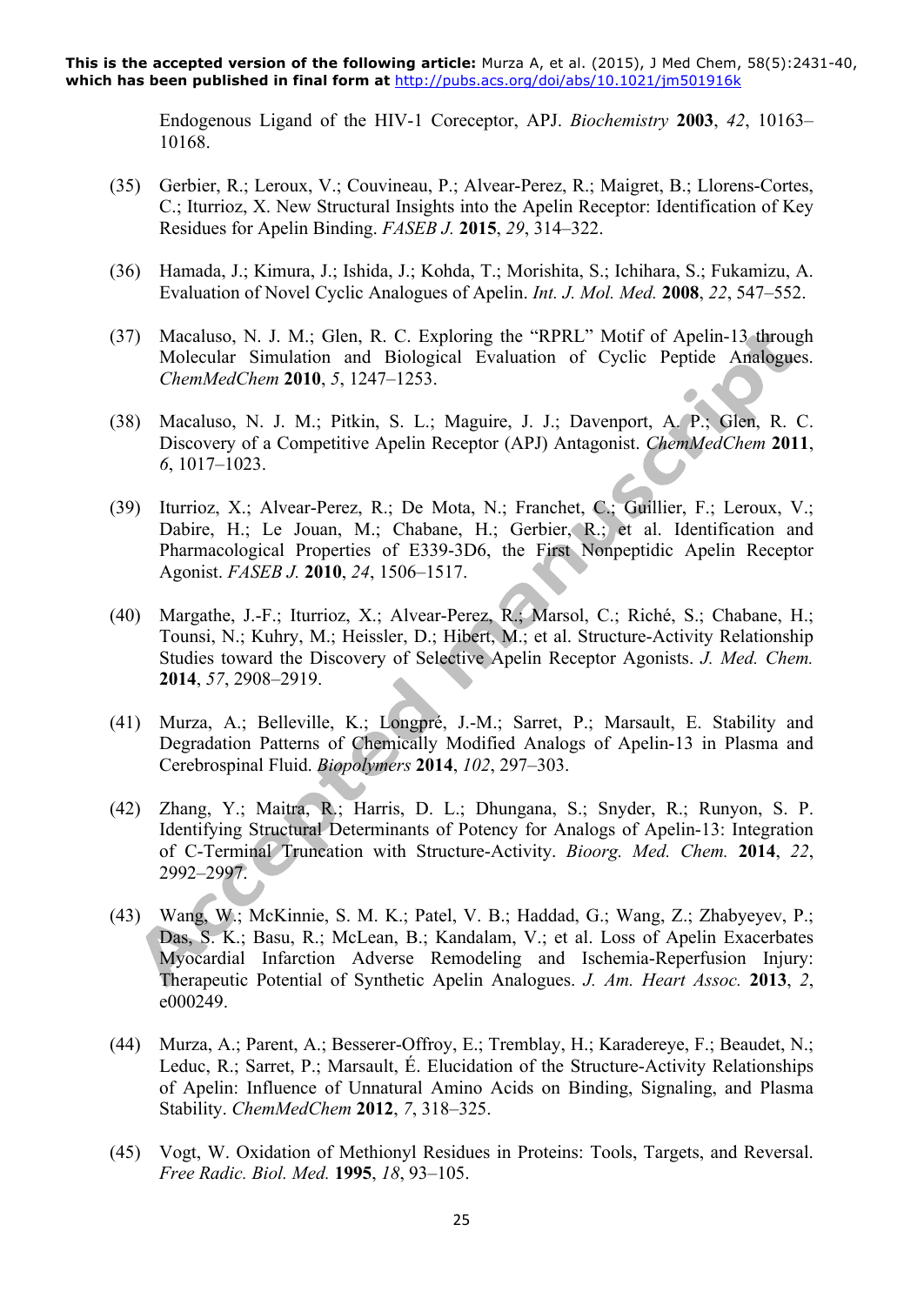Endogenous Ligand of the HIV-1 Coreceptor, APJ. *Biochemistry* **2003**, *42*, 10163–10168.

(35) Gerbier, R.; Leroux, V.; Couvineau, P.; Alvear-Perez, R.; Maigret, B.; Llorens-Cortes, C.; Iturrioz, X. New Structural Insights into the Apelin Receptor: Identification of Key Residues for Apelin Binding. *FASEB J.* **2015**, *29*, 314–322.

(36) Hamada, J.; Kimura, J.; Ishida, J.; Kohda, T.; Morishita, S.; Ichihara, S.; Fukamizu, A. Evaluation of Novel Cyclic Analogues of Apelin. *Int. J. Mol. Med.* **2008**, *22*, 547–552.

(37) Macaluso, N. J. M.; Glen, R. C. Exploring the "RPRL" Motif of Apelin-13 through Molecular Simulation and Biological Evaluation of Cyclic Peptide Analogues. *ChemMedChem* **2010**, *5*, 1247–1253.

(38) Macaluso, N. J. M.; Pitkin, S. L.; Maguire, J. J.; Davenport, A. P.; Glen, R. C. Discovery of a Competitive Apelin Receptor (APJ) Antagonist. *ChemMedChem* **2011**, *6*, 1017–1023.

(39) Iturrioz, X.; Alvear-Perez, R.; De Mota, N.; Franchet, C.; Guillier, F.; Leroux, V.; Dabire, H.; Le Jouan, M.; Chabane, H.; Gerbier, R.; et al. Identification and Pharmacological Properties of E339-3D6, the First Nonpeptidic Apelin Receptor Agonist. *FASEB J.* **2010**, *24*, 1506–1517.

(40) Margathe, J.-F.; Iturrioz, X.; Alvear-Perez, R.; Marsol, C.; Riché, S.; Chabane, H.; Tounsi, N.; Kuhry, M.; Heissler, D.; Hibert, M.; et al. Structure-Activity Relationship Studies toward the Discovery of Selective Apelin Receptor Agonists. *J. Med. Chem.* **2014**, *57*, 2908–2919.

(41) Murza, A.; Belleville, K.; Longpré, J.-M.; Sarret, P.; Marsault, E. Stability and Degradation Patterns of Chemically Modified Analogs of Apelin-13 in Plasma and Cerebrospinal Fluid. *Biopolymers* **2014**, *102*, 297–303.

(42) Zhang, Y.; Maitra, R.; Harris, D. L.; Dhungana, S.; Snyder, R.; Runyon, S. P. Identifying Structural Determinants of Potency for Analogs of Apelin-13: Integration of C-Terminal Truncation with Structure-Activity. *Bioorg. Med. Chem.* **2014**, *22*, 2992–2997.

(43) Wang, W.; McKinnie, S. M. K.; Patel, V. B.; Haddad, G.; Wang, Z.; Zhabyeyev, P.; Das, S. K.; Basu, R.; McLean, B.; Kandalam, V.; et al. Loss of Apelin Exacerbates Myocardial Infarction Adverse Remodeling and Ischemia-Reperfusion Injury: Therapeutic Potential of Synthetic Apelin Analogues. *J. Am. Heart Assoc.* **2013**, *2*, e000249.

(44) Murza, A.; Parent, A.; Besserer-Offroy, E.; Tremblay, H.; Karadereye, F.; Beaudet, N.; Leduc, R.; Sarret, P.; Marsault, É. Elucidation of the Structure-Activity Relationships of Apelin: Influence of Unnatural Amino Acids on Binding, Signaling, and Plasma Stability. *ChemMedChem* **2012**, *7*, 318–325.

(45) Vogt, W. Oxidation of Methionyl Residues in Proteins: Tools, Targets, and Reversal. *Free Radic. Biol. Med.* **1995**, *18*, 93–105.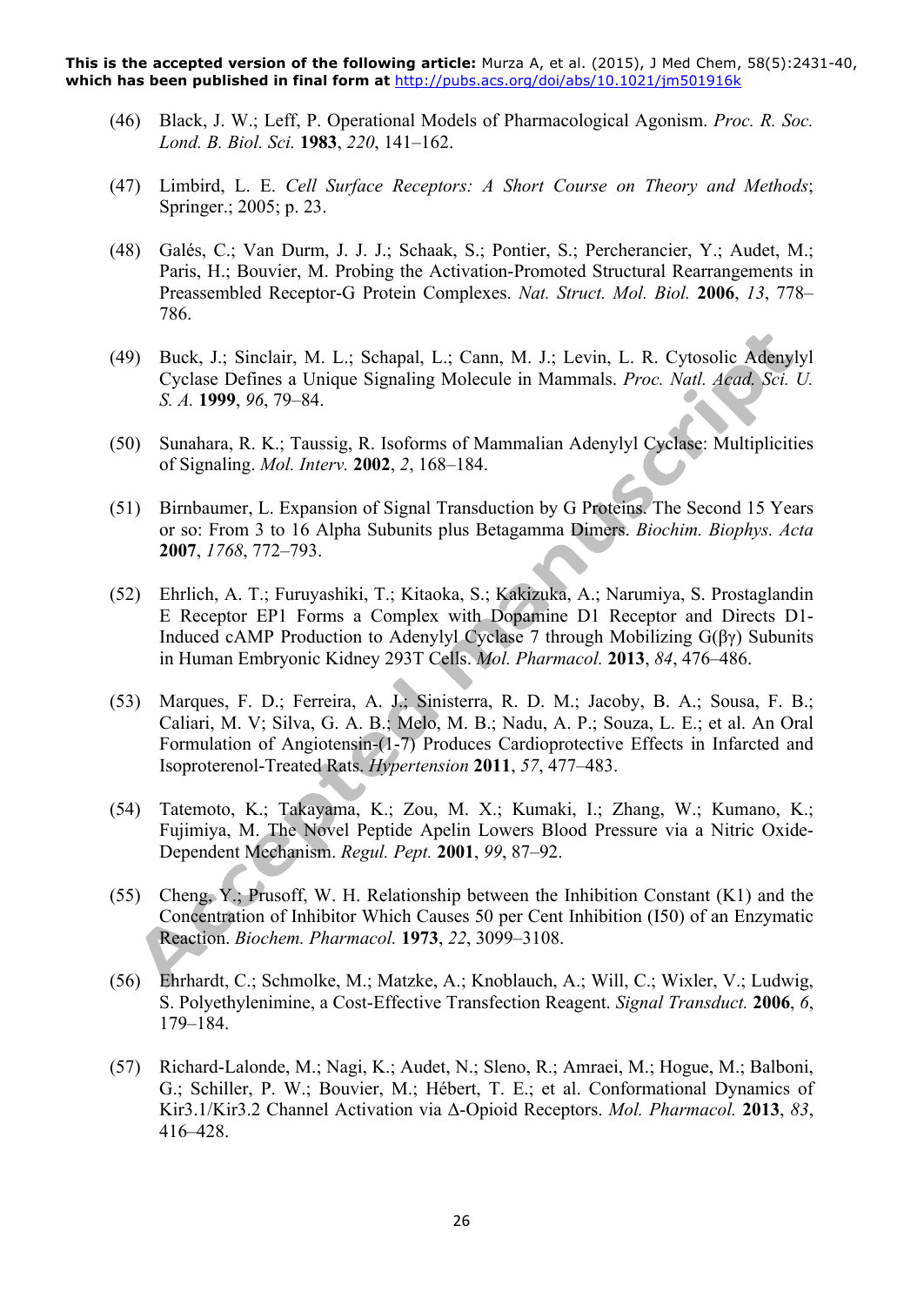(46) Black, J. W.; Leff, P. Operational Models of Pharmacological Agonism. *Proc. R. Soc. Lond. B. Biol. Sci.* **1983**, *220*, 141–162.

(47) Limbird, L. E. *Cell Surface Receptors: A Short Course on Theory and Methods*; Springer.; 2005; p. 23.

(48) Galés, C.; Van Durm, J. J. J.; Schaak, S.; Pontier, S.; Percherancier, Y.; Audet, M.; Paris, H.; Bouvier, M. Probing the Activation-Promoted Structural Rearrangements in Preassembled Receptor-G Protein Complexes. *Nat. Struct. Mol. Biol.* **2006**, *13*, 778–786.

(49) Buck, J.; Sinclair, M. L.; Schapal, L.; Cann, M. J.; Levin, L. R. Cytosolic Adenylyl Cyclase Defines a Unique Signaling Molecule in Mammals. *Proc. Natl. Acad. Sci. U. S. A.* **1999**, *96*, 79–84.

(50) Sunahara, R. K.; Taussig, R. Isoforms of Mammalian Adenylyl Cyclase: Multiplicities of Signaling. *Mol. Interv.* **2002**, *2*, 168–184.

(51) Birnbaumer, L. Expansion of Signal Transduction by G Proteins. The Second 15 Years or so: From 3 to 16 Alpha Subunits plus Betagamma Dimers. *Biochim. Biophys. Acta* **2007**, *1768*, 772–793.

(52) Ehrlich, A. T.; Furuyashiki, T.; Kitaoka, S.; Kakizuka, A.; Narumiya, S. Prostaglandin E Receptor EP1 Forms a Complex with Dopamine D1 Receptor and Directs D1-Induced cAMP Production to Adenylyl Cyclase 7 through Mobilizing G(βγ) Subunits in Human Embryonic Kidney 293T Cells. *Mol. Pharmacol.* **2013**, *84*, 476–486.

(53) Marques, F. D.; Ferreira, A. J.; Sinisterra, R. D. M.; Jacoby, B. A.; Sousa, F. B.; Caliari, M. V; Silva, G. A. B.; Melo, M. B.; Nadu, A. P.; Souza, L. E.; et al. An Oral Formulation of Angiotensin-(1-7) Produces Cardioprotective Effects in Infarcted and Isoproterenol-Treated Rats. *Hypertension* **2011**, *57*, 477–483.

(54) Tatemoto, K.; Takayama, K.; Zou, M. X.; Kumaki, I.; Zhang, W.; Kumano, K.; Fujimiya, M. The Novel Peptide Apelin Lowers Blood Pressure via a Nitric Oxide-Dependent Mechanism. *Regul. Pept.* **2001**, *99*, 87–92.

(55) Cheng, Y.; Prusoff, W. H. Relationship between the Inhibition Constant (K1) and the Concentration of Inhibitor Which Causes 50 per Cent Inhibition (I50) of an Enzymatic Reaction. *Biochem. Pharmacol.* **1973**, *22*, 3099–3108.

(56) Ehrhardt, C.; Schmolke, M.; Matzke, A.; Knoblauch, A.; Will, C.; Wixler, V.; Ludwig, S. Polyethylenimine, a Cost-Effective Transfection Reagent. *Signal Transduct.* **2006**, *6*, 179–184.

(57) Richard-Lalonde, M.; Nagi, K.; Audet, N.; Sleno, R.; Amraei, M.; Hogue, M.; Balboni, G.; Schiller, P. W.; Bouvier, M.; Hébert, T. E.; et al. Conformational Dynamics of Kir3.1/Kir3.2 Channel Activation via Δ-Opioid Receptors. *Mol. Pharmacol.* **2013**, *83*, 416–428.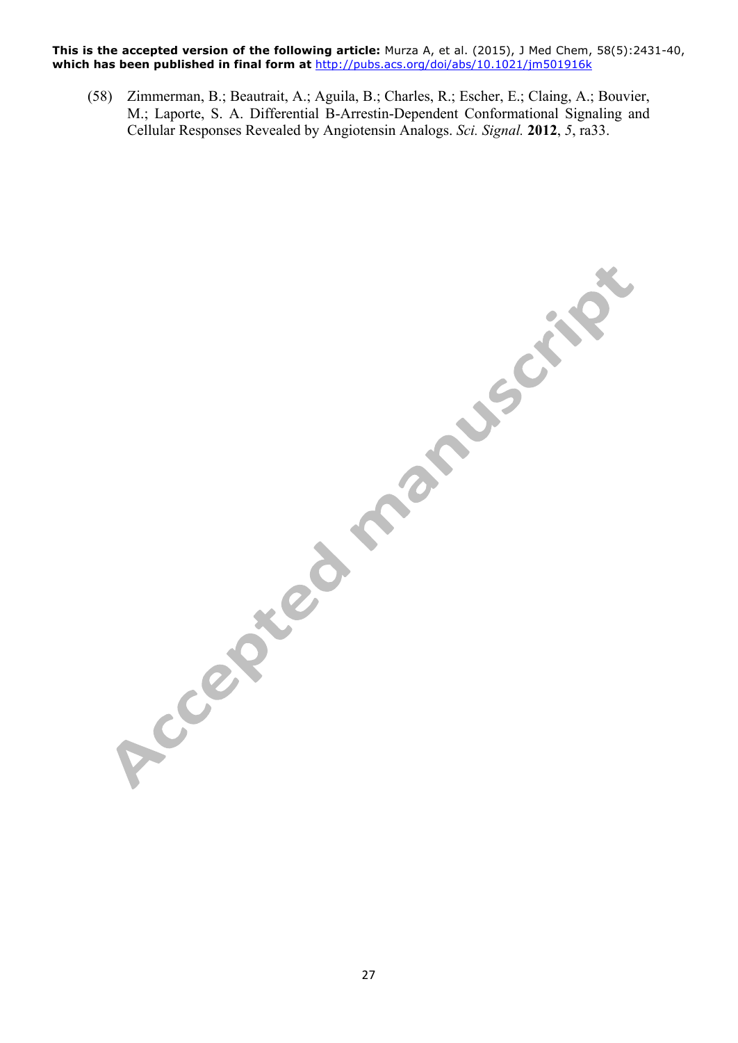(58) Zimmerman, B.; Beautrait, A.; Aguila, B.; Charles, R.; Escher, E.; Claing, A.; Bouvier, M.; Laporte, S. A. Differential Β-Arrestin-Dependent Conformational Signaling and Cellular Responses Revealed by Angiotensin Analogs. *Sci. Signal.* **2012**, *5*, ra33.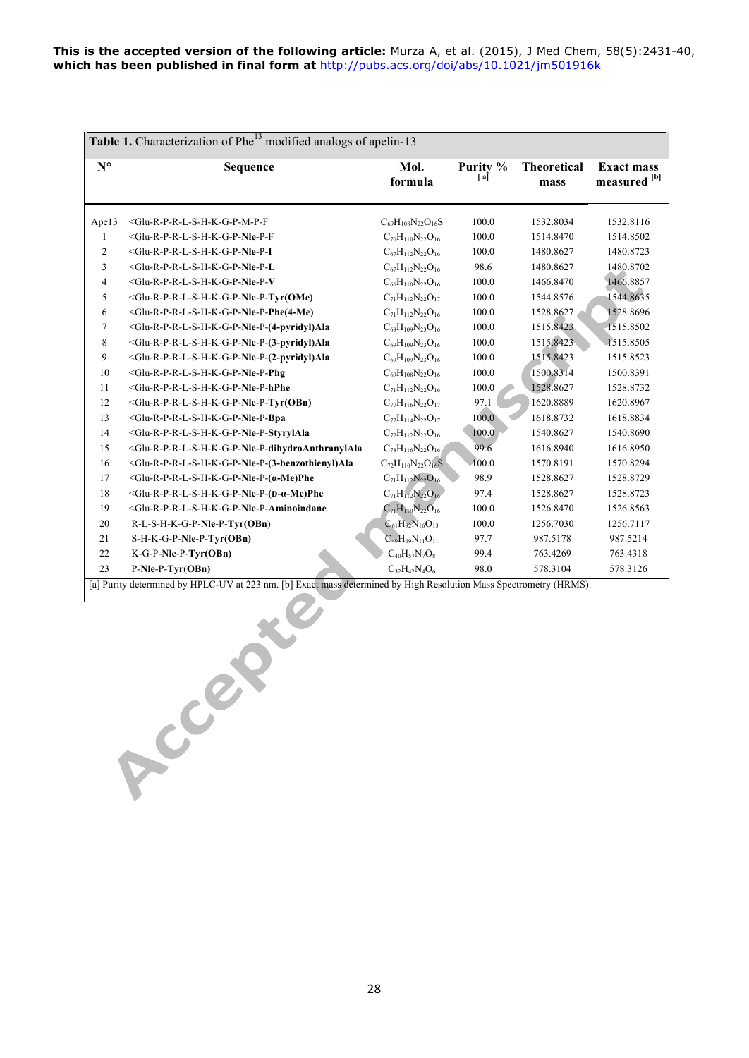This is the accepted version of the following article: Murza A, et al. (2015), J Med Chem, 58(5):2431-40, which has been published in final form at http://pubs.acs.org/doi/abs/10.1021/jm501916k

**Table 1.** Characterization of Phe[13] modified analogs of apelin-13

| N° | Sequence | Mol. formula | Purity % [a] | Theoretical mass | Exact mass measured [b] |
|---|---|---|---|---|---|
| Ape13 | <Glu-R-P-R-L-S-H-K-G-P-M-P-F | $C_{69}H_{108}N_{22}O_{16}S$ | 100.0 | 1532.8034 | 1532.8116 |
| 1 | <Glu-R-P-R-L-S-H-K-G-P-**Nle**-P-F | $C_{70}H_{110}N_{22}O_{16}$ | 100.0 | 1514.8470 | 1514.8502 |
| 2 | <Glu-R-P-R-L-S-H-K-G-P-**Nle**-P-**I** | $C_{67}H_{112}N_{22}O_{16}$ | 100.0 | 1480.8627 | 1480.8723 |
| 3 | <Glu-R-P-R-L-S-H-K-G-P-**Nle**-P-**L** | $C_{67}H_{112}N_{22}O_{16}$ | 98.6 | 1480.8627 | 1480.8702 |
| 4 | <Glu-R-P-R-L-S-H-K-G-P-**Nle**-P-**V** | $C_{66}H_{110}N_{22}O_{16}$ | 100.0 | 1466.8470 | 1466.8857 |
| 5 | <Glu-R-P-R-L-S-H-K-G-P-**Nle**-P-**Tyr(OMe)** | $C_{71}H_{112}N_{22}O_{17}$ | 100.0 | 1544.8576 | 1544.8635 |
| 6 | <Glu-R-P-R-L-S-H-K-G-P-**Nle**-P-**Phe(4-Me)** | $C_{71}H_{112}N_{22}O_{16}$ | 100.0 | 1528.8627 | 1528.8696 |
| 7 | <Glu-R-P-R-L-S-H-K-G-P-**Nle**-P-**(4-pyridyl)Ala** | $C_{69}H_{109}N_{23}O_{16}$ | 100.0 | 1515.8423 | 1515.8502 |
| 8 | <Glu-R-P-R-L-S-H-K-G-P-**Nle**-P-**(3-pyridyl)Ala** | $C_{69}H_{109}N_{23}O_{16}$ | 100.0 | 1515.8423 | 1515.8505 |
| 9 | <Glu-R-P-R-L-S-H-K-G-P-**Nle**-P-**(2-pyridyl)Ala** | $C_{69}H_{109}N_{23}O_{16}$ | 100.0 | 1515.8423 | 1515.8523 |
| 10 | <Glu-R-P-R-L-S-H-K-G-P-**Nle**-P-**Phg** | $C_{69}H_{108}N_{22}O_{16}$ | 100.0 | 1500.8314 | 1500.8391 |
| 11 | <Glu-R-P-R-L-S-H-K-G-P-**Nle**-P-**hPhe** | $C_{71}H_{112}N_{22}O_{16}$ | 100.0 | 1528.8627 | 1528.8732 |
| 12 | <Glu-R-P-R-L-S-H-K-G-P-**Nle**-P-**Tyr(OBn)** | $C_{77}H_{116}N_{22}O_{17}$ | 97.1 | 1620.8889 | 1620.8967 |
| 13 | <Glu-R-P-R-L-S-H-K-G-P-**Nle**-P-**Bpa** | $C_{77}H_{114}N_{22}O_{17}$ | 100.0 | 1618.8732 | 1618.8834 |
| 14 | <Glu-R-P-R-L-S-H-K-G-P-**Nle**-P-**StyrylAla** | $C_{72}H_{112}N_{22}O_{16}$ | 100.0 | 1540.8627 | 1540.8690 |
| 15 | <Glu-R-P-R-L-S-H-K-G-P-**Nle**-P-**dihydroAnthranylAla** | $C_{78}H_{116}N_{22}O_{16}$ | 99.6 | 1616.8940 | 1616.8950 |
| 16 | <Glu-R-P-R-L-S-H-K-G-P-**Nle**-P-**(3-benzothienyl)Ala** | $C_{72}H_{110}N_{22}O_{16}S$ | 100.0 | 1570.8191 | 1570.8294 |
| 17 | <Glu-R-P-R-L-S-H-K-G-P-**Nle**-P-**(α-Me)Phe** | $C_{71}H_{112}N_{22}O_{16}$ | 98.9 | 1528.8627 | 1528.8729 |
| 18 | <Glu-R-P-R-L-S-H-K-G-P-**Nle**-P-**(D-α-Me)Phe** | $C_{71}H_{112}N_{22}O_{16}$ | 97.4 | 1528.8627 | 1528.8723 |
| 19 | <Glu-R-P-R-L-S-H-K-G-P-**Nle**-P-**Aminoindane** | $C_{71}H_{110}N_{22}O_{16}$ | 100.0 | 1526.8470 | 1526.8563 |
| 20 | R-L-S-H-K-G-P-**Nle**-P-**Tyr(OBn)** | $C_{61}H_{92}N_{16}O_{13}$ | 100.0 | 1256.7030 | 1256.7117 |
| 21 | S-H-K-G-P-**Nle**-P-**Tyr(OBn)** | $C_{49}H_{69}N_{11}O_{11}$ | 97.7 | 987.5178 | 987.5214 |
| 22 | K-G-P-**Nle**-P-**Tyr(OBn)** | $C_{40}H_{57}N_7O_8$ | 99.4 | 763.4269 | 763.4318 |
| 23 | P-**Nle**-P-**Tyr(OBn)** | $C_{32}H_{42}N_4O_6$ | 98.0 | 578.3104 | 578.3126 |

[a] Purity determined by HPLC-UV at 223 nm. [b] Exact mass determined by High Resolution Mass Spectrometry (HRMS).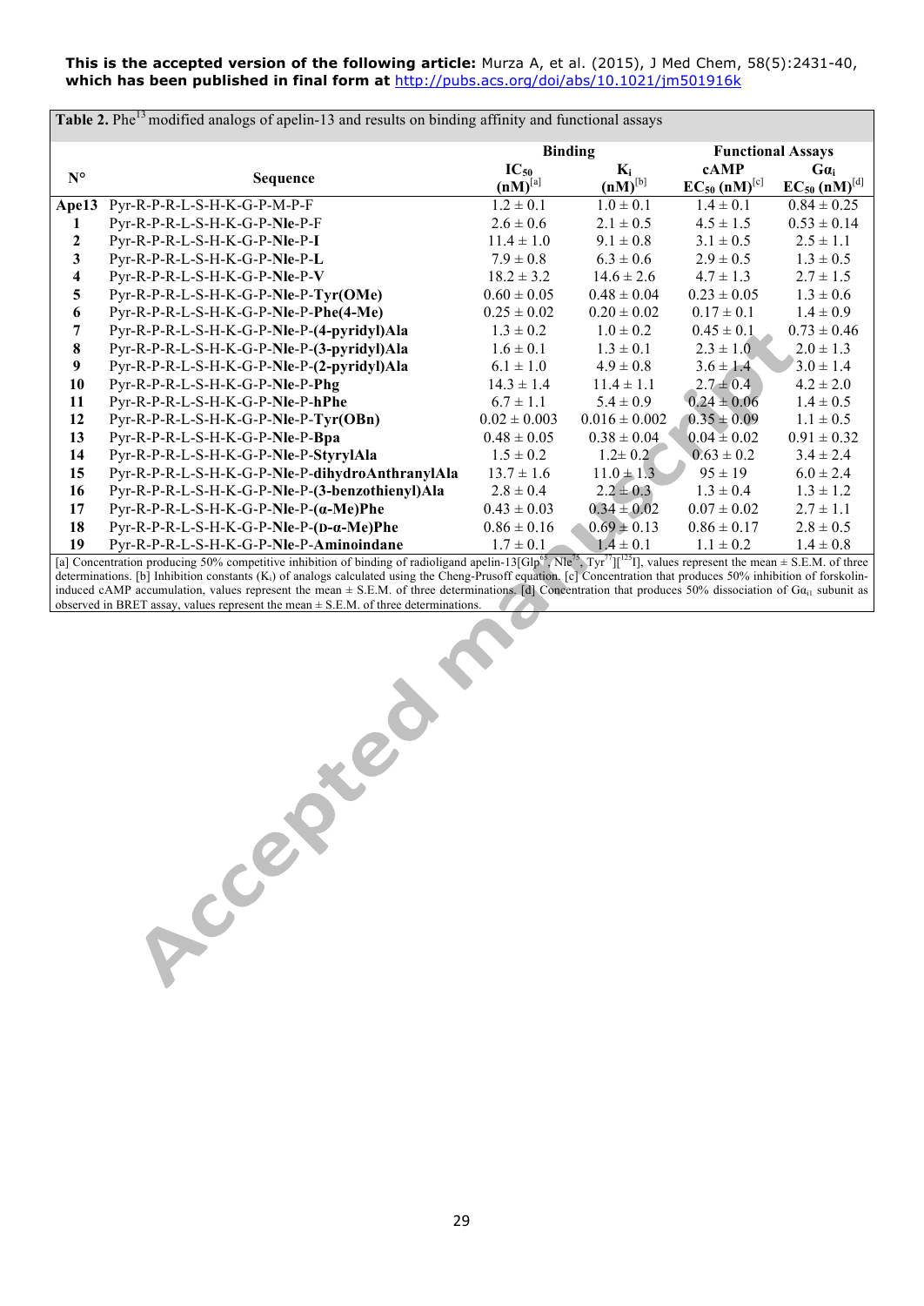**This is the accepted version of the following article:** Murza A, et al. (2015), J Med Chem, 58(5):2431-40, **which has been published in final form at** http://pubs.acs.org/doi/abs/10.1021/jm501916k

**Table 2.** $Phe^{13}$ modified analogs of apelin-13 and results on binding affinity and functional assays

| N° | Sequence | Binding | | Functional Assays | |
|---|---|---|---|---|---|
| | | $IC_{50}$ (nM)[a] | $K_i$ (nM)[b] | cAMP $EC_{50}$ (nM)[c] | $G\alpha_i$ $EC_{50}$ (nM)[d] |
| **Ape13** | Pyr-R-P-R-L-S-H-K-G-P-M-P-F | 1.2 ± 0.1 | 1.0 ± 0.1 | 1.4 ± 0.1 | 0.84 ± 0.25 |
| **1** | Pyr-R-P-R-L-S-H-K-G-P-**Nle**-P-F | 2.6 ± 0.6 | 2.1 ± 0.5 | 4.5 ± 1.5 | 0.53 ± 0.14 |
| **2** | Pyr-R-P-R-L-S-H-K-G-P-**Nle**-P-**I** | 11.4 ± 1.0 | 9.1 ± 0.8 | 3.1 ± 0.5 | 2.5 ± 1.1 |
| **3** | Pyr-R-P-R-L-S-H-K-G-P-**Nle**-P-**L** | 7.9 ± 0.8 | 6.3 ± 0.6 | 2.9 ± 0.5 | 1.3 ± 0.5 |
| **4** | Pyr-R-P-R-L-S-H-K-G-P-**Nle**-P-**V** | 18.2 ± 3.2 | 14.6 ± 2.6 | 4.7 ± 1.3 | 2.7 ± 1.5 |
| **5** | Pyr-R-P-R-L-S-H-K-G-P-**Nle**-P-**Tyr(OMe)** | 0.60 ± 0.05 | 0.48 ± 0.04 | 0.23 ± 0.05 | 1.3 ± 0.6 |
| **6** | Pyr-R-P-R-L-S-H-K-G-P-**Nle**-P-**Phe(4-Me)** | 0.25 ± 0.02 | 0.20 ± 0.02 | 0.17 ± 0.1 | 1.4 ± 0.9 |
| **7** | Pyr-R-P-R-L-S-H-K-G-P-**Nle**-P-**(4-pyridyl)Ala** | 1.3 ± 0.2 | 1.0 ± 0.2 | 0.45 ± 0.1 | 0.73 ± 0.46 |
| **8** | Pyr-R-P-R-L-S-H-K-G-P-**Nle**-P-**(3-pyridyl)Ala** | 1.6 ± 0.1 | 1.3 ± 0.1 | 2.3 ± 1.0 | 2.0 ± 1.3 |
| **9** | Pyr-R-P-R-L-S-H-K-G-P-**Nle**-P-**(2-pyridyl)Ala** | 6.1 ± 1.0 | 4.9 ± 0.8 | 3.6 ± 1.4 | 3.0 ± 1.4 |
| **10** | Pyr-R-P-R-L-S-H-K-G-P-**Nle**-P-**Phg** | 14.3 ± 1.4 | 11.4 ± 1.1 | 2.7 ± 0.4 | 4.2 ± 2.0 |
| **11** | Pyr-R-P-R-L-S-H-K-G-P-**Nle**-P-**hPhe** | 6.7 ± 1.1 | 5.4 ± 0.9 | 0.24 ± 0.06 | 1.4 ± 0.5 |
| **12** | Pyr-R-P-R-L-S-H-K-G-P-**Nle**-P-**Tyr(OBn)** | 0.02 ± 0.003 | 0.016 ± 0.002 | 0.35 ± 0.09 | 1.1 ± 0.5 |
| **13** | Pyr-R-P-R-L-S-H-K-G-P-**Nle**-P-**Bpa** | 0.48 ± 0.05 | 0.38 ± 0.04 | 0.04 ± 0.02 | 0.91 ± 0.32 |
| **14** | Pyr-R-P-R-L-S-H-K-G-P-**Nle**-P-**StyrylAla** | 1.5 ± 0.2 | 1.2± 0.2 | 0.63 ± 0.2 | 3.4 ± 2.4 |
| **15** | Pyr-R-P-R-L-S-H-K-G-P-**Nle**-P-**dihydroAnthranylAla** | 13.7 ± 1.6 | 11.0 ± 1.3 | 95 ± 19 | 6.0 ± 2.4 |
| **16** | Pyr-R-P-R-L-S-H-K-G-P-**Nle**-P-**(3-benzothienyl)Ala** | 2.8 ± 0.4 | 2.2 ± 0.3 | 1.3 ± 0.4 | 1.3 ± 1.2 |
| **17** | Pyr-R-P-R-L-S-H-K-G-P-**Nle**-P-**(α-Me)Phe** | 0.43 ± 0.03 | 0.34 ± 0.02 | 0.07 ± 0.02 | 2.7 ± 1.1 |
| **18** | Pyr-R-P-R-L-S-H-K-G-P-**Nle**-P-**(D-α-Me)Phe** | 0.86 ± 0.16 | 0.69 ± 0.13 | 0.86 ± 0.17 | 2.8 ± 0.5 |
| **19** | Pyr-R-P-R-L-S-H-K-G-P-**Nle**-P-**Aminoindane** | 1.7 ± 0.1 | 1.4 ± 0.1 | 1.1 ± 0.2 | 1.4 ± 0.8 |

[a] Concentration producing 50% competitive inhibition of binding of radioligand apelin-13[$Glp^{65}$, $Nle^{75}$, $Tyr^{77}$][$^{125}I$], values represent the mean ± S.E.M. of three determinations. [b] Inhibition constants ($K_i$) of analogs calculated using the Cheng-Prusoff equation. [c] Concentration that produces 50% inhibition of forskolin-induced cAMP accumulation, values represent the mean ± S.E.M. of three determinations. [d] Concentration that produces 50% dissociation of $G\alpha_{i1}$ subunit as observed in BRET assay, values represent the mean ± S.E.M. of three determinations.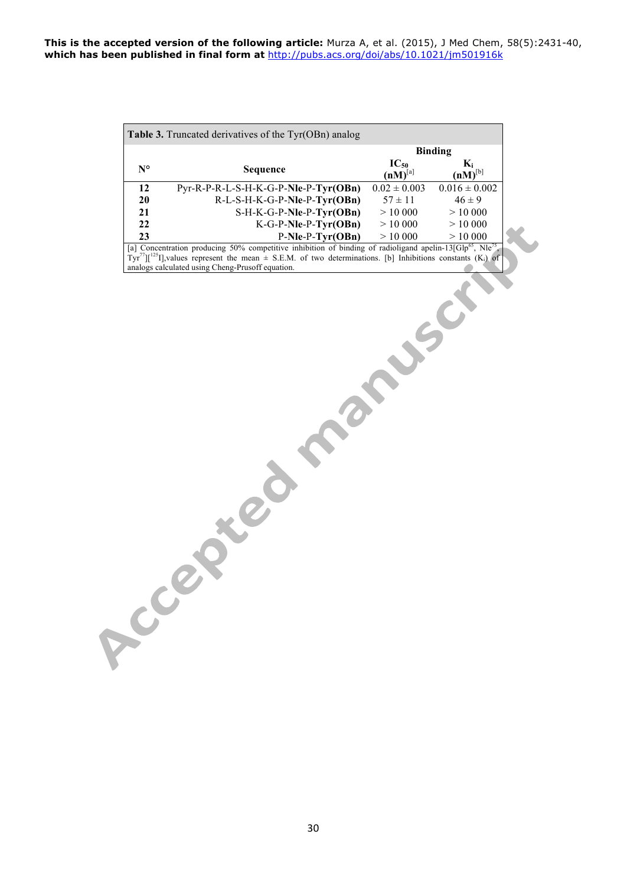This is the accepted version of the following article: Murza A, et al. (2015), J Med Chem, 58(5):2431-40, which has been published in final form at http://pubs.acs.org/doi/abs/10.1021/jm501916k

**Table 3.** Truncated derivatives of the Tyr(OBn) analog

| N° | Sequence | Binding | |
|---|---|---|---|
| | | $IC_{50}$ (nM)[a] | $K_i$ (nM)[b] |
| **12** | Pyr-R-P-R-L-S-H-K-G-P-**Nle**-P-**Tyr(OBn)** | 0.02 ± 0.003 | 0.016 ± 0.002 |
| **20** | R-L-S-H-K-G-P-**Nle**-P-**Tyr(OBn)** | 57 ± 11 | 46 ± 9 |
| **21** | S-H-K-G-P-**Nle**-P-**Tyr(OBn)** | > 10 000 | > 10 000 |
| **22** | K-G-P-**Nle**-P-**Tyr(OBn)** | > 10 000 | > 10 000 |
| **23** | P-**Nle**-P-**Tyr(OBn)** | > 10 000 | > 10 000 |

[a] Concentration producing 50% competitive inhibition of binding of radioligand apelin-13[Glp[65], Nle[75], Tyr[77]][$^{125}$I],values represent the mean ± S.E.M. of two determinations. [b] Inhibitions constants ($K_i$) of analogs calculated using Cheng-Prusoff equation.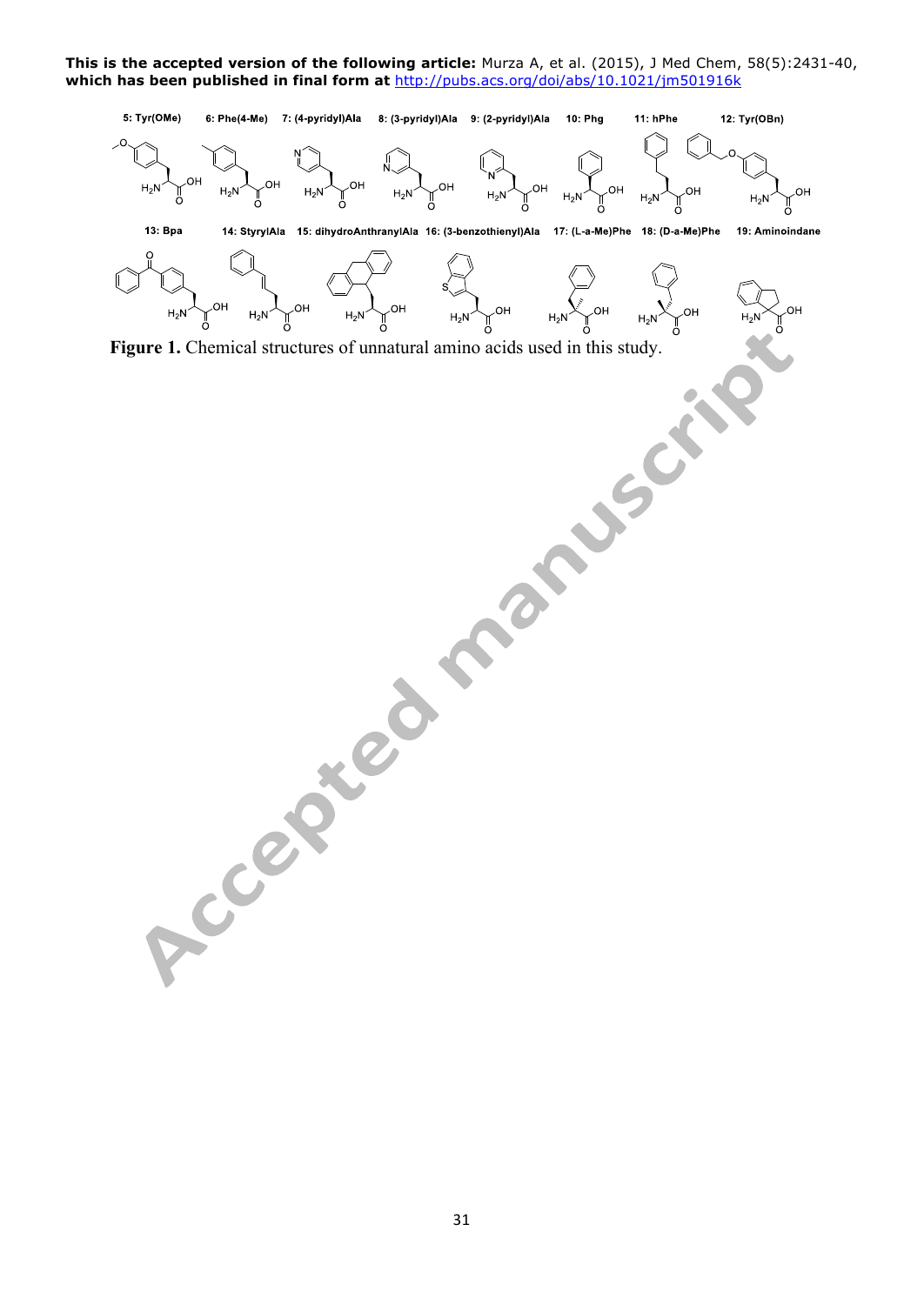This is the accepted version of the following article: Murza A, et al. (2015), J Med Chem, 58(5):2431-40, which has been published in final form at http://pubs.acs.org/doi/abs/10.1021/jm501916k

5: Tyr(OMe) 6: Phe(4-Me) 7: (4-pyridyl)Ala 8: (3-pyridyl)Ala 9: (2-pyridyl)Ala 10: Phg 11: hPhe 12: Tyr(OBn)

13: Bpa 14: StyrylAla 15: dihydroAnthranylAla 16: (3-benzothienyl)Ala 17: (L-a-Me)Phe 18: (D-a-Me)Phe 19: Aminoindane

**Figure 1.** Chemical structures of unnatural amino acids used in this study.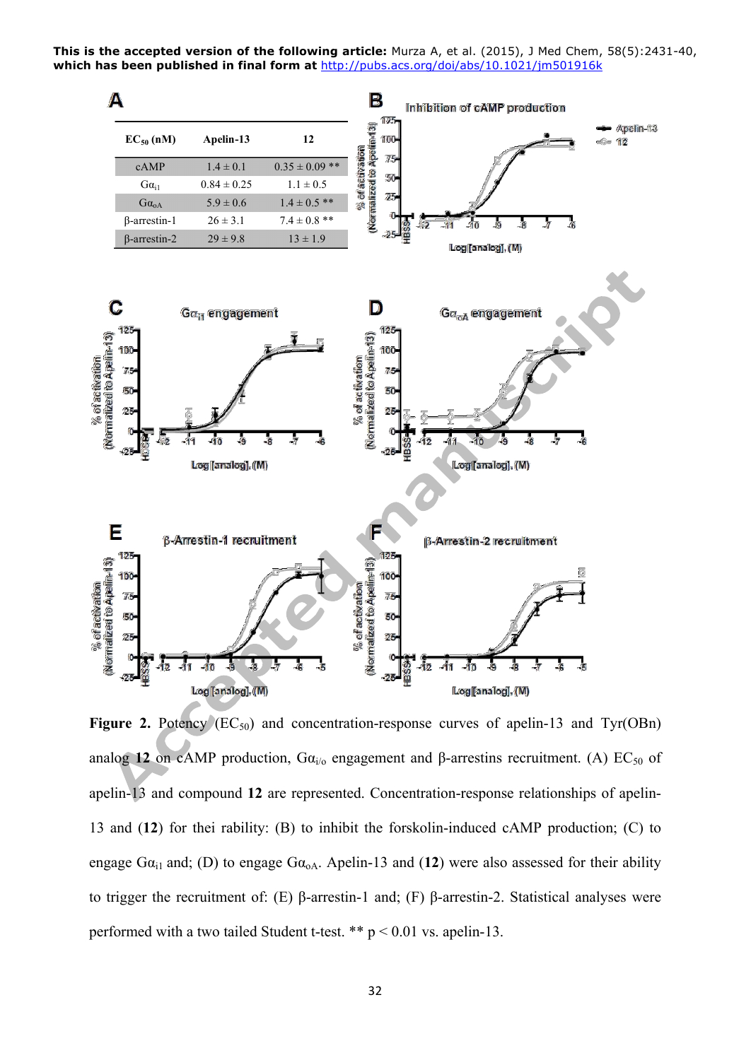This is the accepted version of the following article: Murza A, et al. (2015), J Med Chem, 58(5):2431-40, which has been published in final form at http://pubs.acs.org/doi/abs/10.1021/jm501916k

A

| $EC_{50}$ (nM) | Apelin-13 | 12 |
|---|---|---|
| cAMP | 1.4 ± 0.1 | 0.35 ± 0.09 ** |
| $G\alpha_{i1}$ | 0.84 ± 0.25 | 1.1 ± 0.5 |
| $G\alpha_{oA}$ | 5.9 ± 0.6 | 1.4 ± 0.5 ** |
| β-arrestin-1 | 26 ± 3.1 | 7.4 ± 0.8 ** |
| β-arrestin-2 | 29 ± 9.8 | 13 ± 1.9 |

B

Inhibition of cAMP production

% of activation (Normalized to Apelin-13)

Log [analog], (M)

Apelin-13

12

C

$G\alpha_{i1}$ engagement

% of activation (Normalized to Apelin-13)

Log [analog], (M)

D

$G\alpha_{oA}$ engagement

% of activation (Normalized to Apelin-13)

Log [analog], (M)

E

β-Arrestin-1 recruitment

% of activation (Normalized to Apelin-13)

Log [analog], (M)

F

β-Arrestin-2 recruitment

% of activation (Normalized to Apelin-13)

Log [analog], (M)

**Figure 2.** Potency ($EC_{50}$) and concentration-response curves of apelin-13 and Tyr(OBn) analog **12** on cAMP production, $G\alpha_{i/o}$ engagement and β-arrestins recruitment. (A) $EC_{50}$ of apelin-13 and compound **12** are represented. Concentration-response relationships of apelin-13 and (**12**) for thei rability: (B) to inhibit the forskolin-induced cAMP production; (C) to engage $G\alpha_{i1}$ and; (D) to engage $G\alpha_{oA}$. Apelin-13 and (**12**) were also assessed for their ability to trigger the recruitment of: (E) β-arrestin-1 and; (F) β-arrestin-2. Statistical analyses were performed with a two tailed Student t-test. ** $p < 0.01$ vs. apelin-13.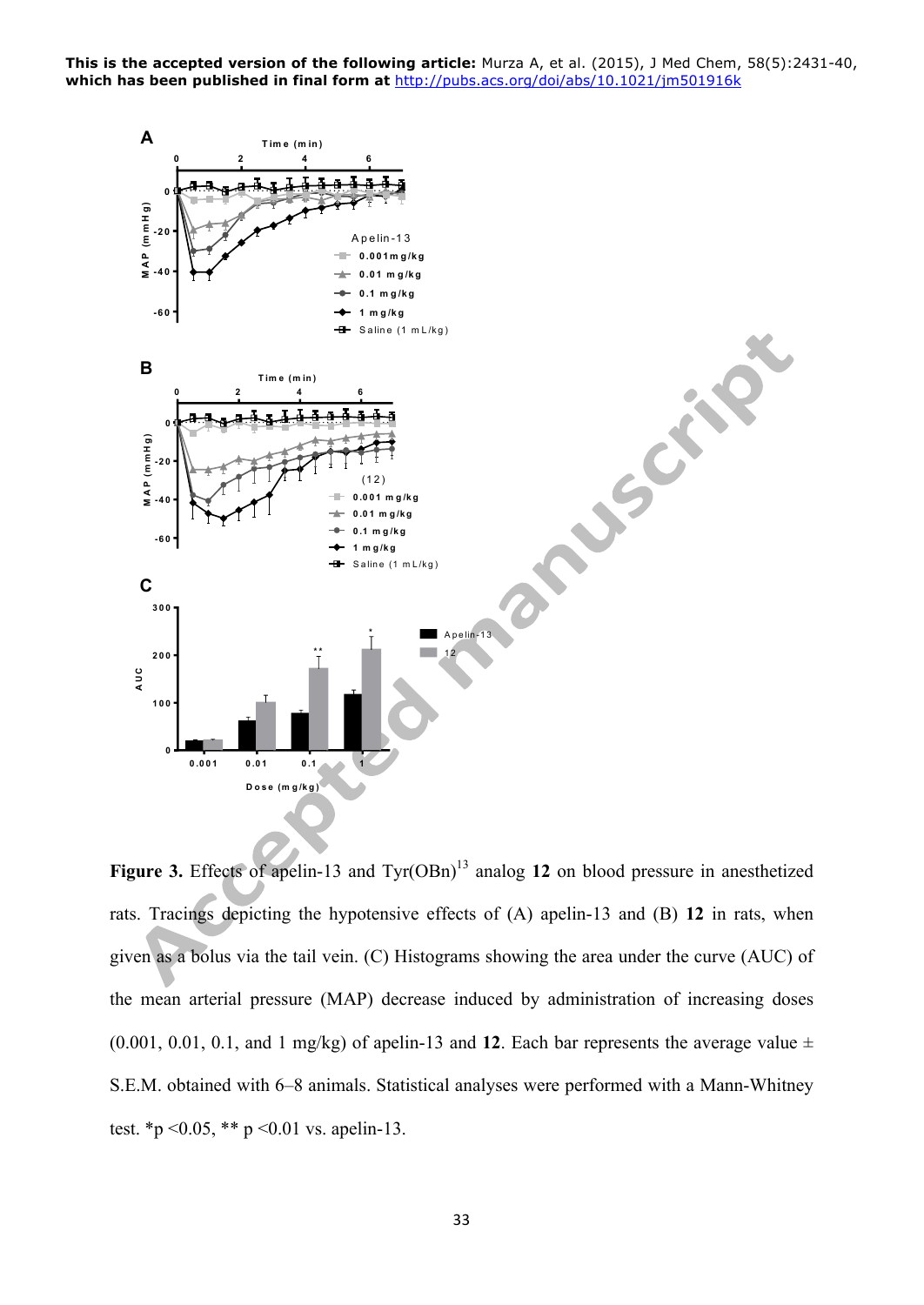**This is the accepted version of the following article:** Murza A, et al. (2015), J Med Chem, 58(5):2431-40, which has been published in final form at http://pubs.acs.org/doi/abs/10.1021/jm501916k

A

Time (min)

0 2 4 6

MAP (mmHg)

0 -20 -40 -60

Apelin-13

0.001mg/kg

0.01 mg/kg

0.1 mg/kg

1 mg/kg

Saline (1 mL/kg)

B

Time (min)

0 2 4 6

MAP (mmHg)

0 -20 -40 -60

(12)

0.001 mg/kg

0.01 mg/kg

0.1 mg/kg

1 mg/kg

Saline (1 mL/kg)

C

AUC

0 100 200 300

Apelin-13

12

** *

0.001 0.01 0.1 1

Dose (mg/kg)

**Figure 3.** Effects of apelin-13 and Tyr(OBn)[13] analog **12** on blood pressure in anesthetized rats. Tracings depicting the hypotensive effects of (A) apelin-13 and (B) **12** in rats, when given as a bolus via the tail vein. (C) Histograms showing the area under the curve (AUC) of the mean arterial pressure (MAP) decrease induced by administration of increasing doses (0.001, 0.01, 0.1, and 1 mg/kg) of apelin-13 and **12**. Each bar represents the average value ± S.E.M. obtained with 6–8 animals. Statistical analyses were performed with a Mann-Whitney test. *p <0.05, ** p <0.01 vs. apelin-13.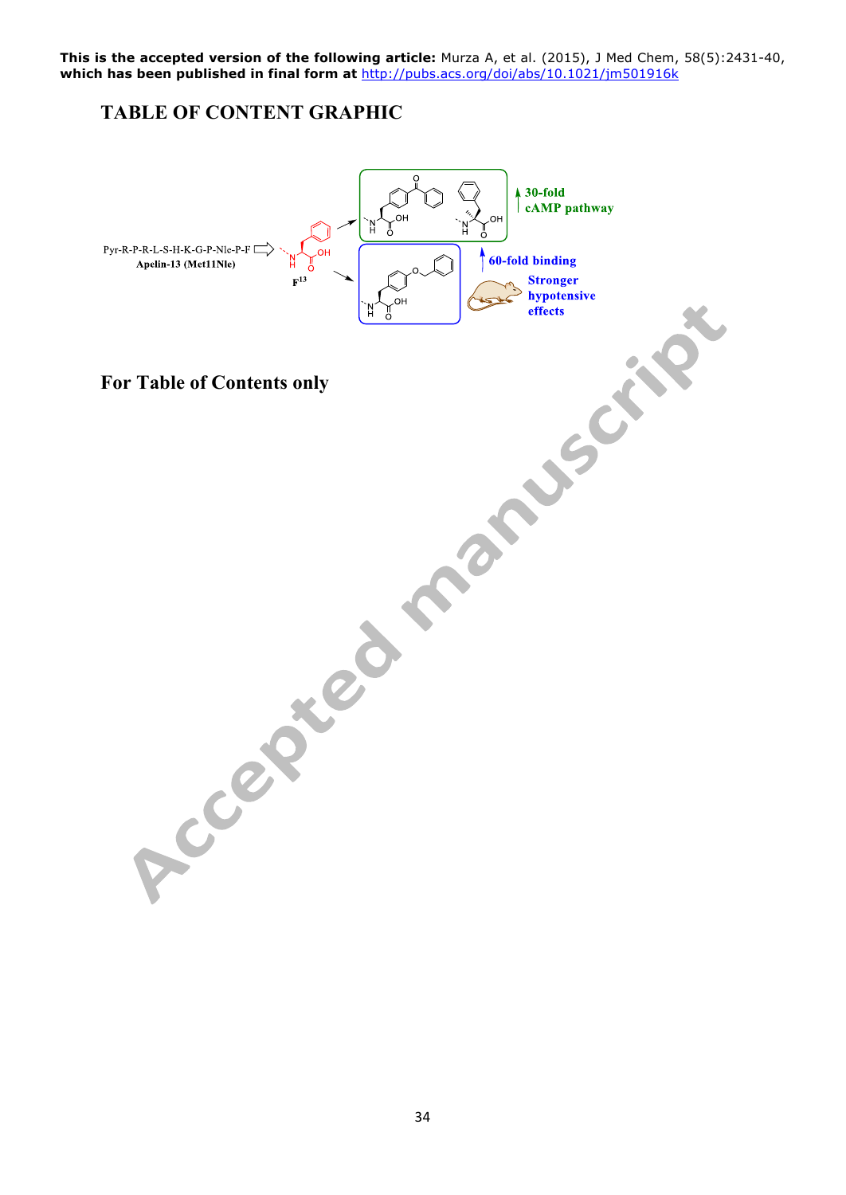This is the accepted version of the following article: Murza A, et al. (2015), J Med Chem, 58(5):2431-40, which has been published in final form at http://pubs.acs.org/doi/abs/10.1021/jm501916k

# TABLE OF CONTENT GRAPHIC

Pyr-R-P-R-L-S-H-K-G-P-Nle-P-F

**Apelin-13 (Met11Nle)**

$F^{13}$

30-fold cAMP pathway

60-fold binding

Stronger hypotensive effects

## For Table of Contents only